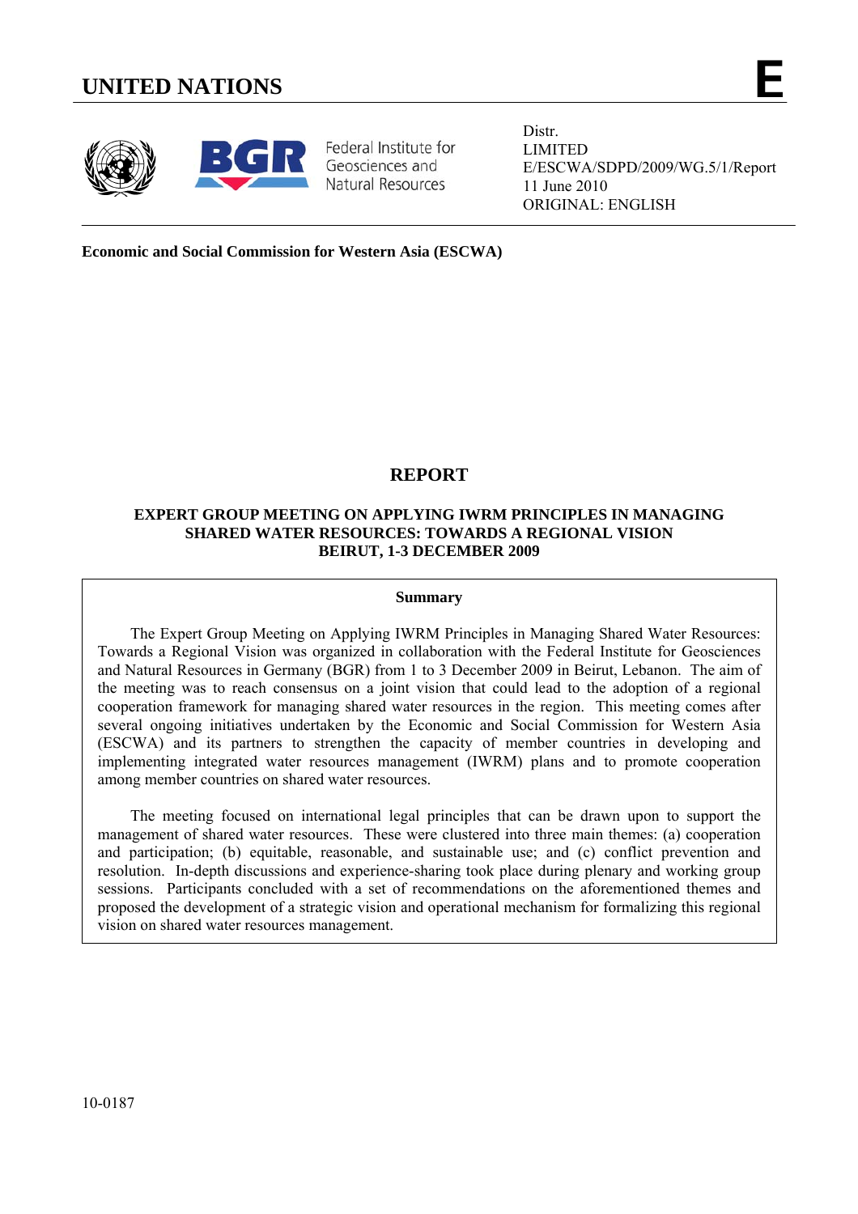# UNITED NATIONS

**E**

Federal Institute for Geosciences and Natural Resources

Distr.
LIMITED
E/ESCWA/SDPD/2009/WG.5/1/Report
11 June 2010
ORIGINAL: ENGLISH

**Economic and Social Commission for Western Asia (ESCWA)**

## REPORT

### EXPERT GROUP MEETING ON APPLYING IWRM PRINCIPLES IN MANAGING SHARED WATER RESOURCES: TOWARDS A REGIONAL VISION BEIRUT, 1-3 DECEMBER 2009

**Summary**

The Expert Group Meeting on Applying IWRM Principles in Managing Shared Water Resources: Towards a Regional Vision was organized in collaboration with the Federal Institute for Geosciences and Natural Resources in Germany (BGR) from 1 to 3 December 2009 in Beirut, Lebanon. The aim of the meeting was to reach consensus on a joint vision that could lead to the adoption of a regional cooperation framework for managing shared water resources in the region. This meeting comes after several ongoing initiatives undertaken by the Economic and Social Commission for Western Asia (ESCWA) and its partners to strengthen the capacity of member countries in developing and implementing integrated water resources management (IWRM) plans and to promote cooperation among member countries on shared water resources.

The meeting focused on international legal principles that can be drawn upon to support the management of shared water resources. These were clustered into three main themes: (a) cooperation and participation; (b) equitable, reasonable, and sustainable use; and (c) conflict prevention and resolution. In-depth discussions and experience-sharing took place during plenary and working group sessions. Participants concluded with a set of recommendations on the aforementioned themes and proposed the development of a strategic vision and operational mechanism for formalizing this regional vision on shared water resources management.

10-0187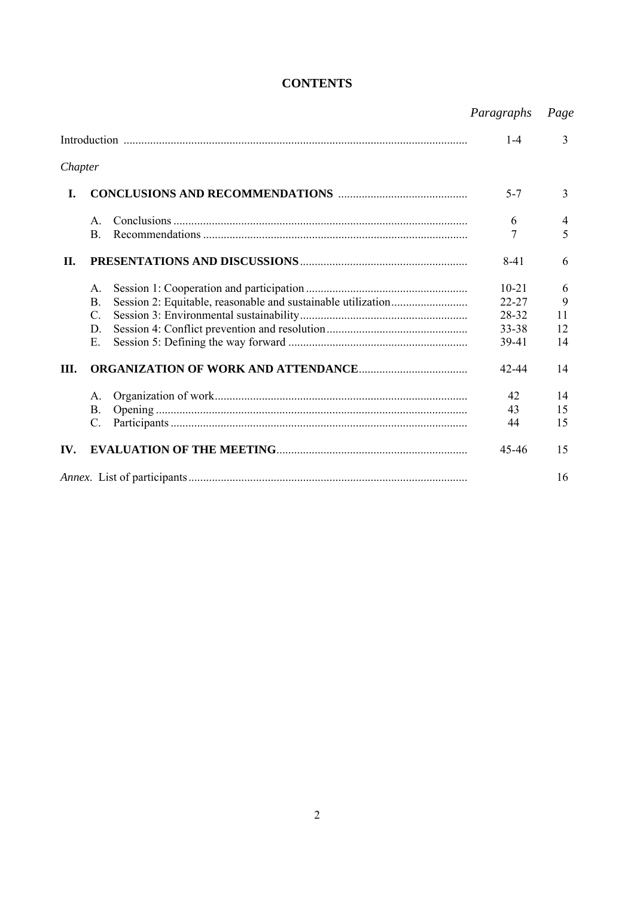# CONTENTS

| | | *Paragraphs* | *Page* |
|---|---|---|---|
| Introduction | | 1-4 | 3 |
| *Chapter* | | | |
| **I.** | **CONCLUSIONS AND RECOMMENDATIONS** | 5-7 | 3 |
| | A. Conclusions | 6 | 4 |
| | B. Recommendations | 7 | 5 |
| **II.** | **PRESENTATIONS AND DISCUSSIONS** | 8-41 | 6 |
| | A. Session 1: Cooperation and participation | 10-21 | 6 |
| | B. Session 2: Equitable, reasonable and sustainable utilization | 22-27 | 9 |
| | C. Session 3: Environmental sustainability | 28-32 | 11 |
| | D. Session 4: Conflict prevention and resolution | 33-38 | 12 |
| | E. Session 5: Defining the way forward | 39-41 | 14 |
| **III.** | **ORGANIZATION OF WORK AND ATTENDANCE** | 42-44 | 14 |
| | A. Organization of work | 42 | 14 |
| | B. Opening | 43 | 15 |
| | C. Participants | 44 | 15 |
| **IV.** | **EVALUATION OF THE MEETING** | 45-46 | 15 |
| *Annex.* List of participants | | | 16 |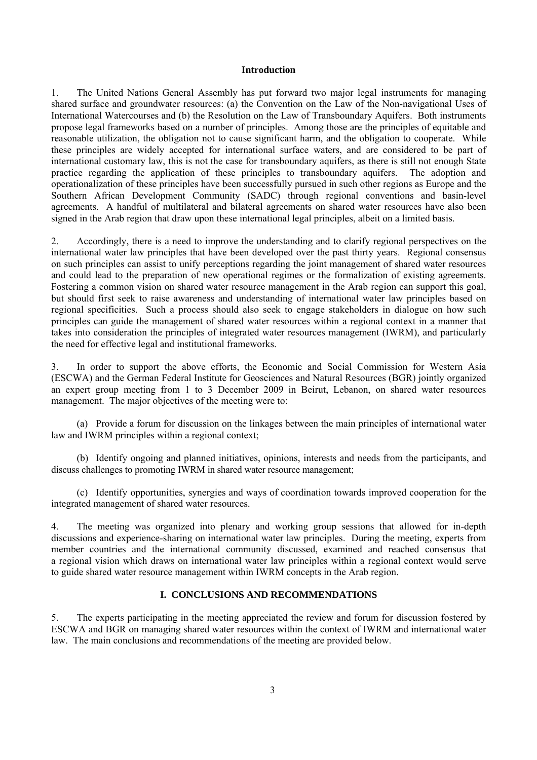## Introduction

1. The United Nations General Assembly has put forward two major legal instruments for managing shared surface and groundwater resources: (a) the Convention on the Law of the Non-navigational Uses of International Watercourses and (b) the Resolution on the Law of Transboundary Aquifers. Both instruments propose legal frameworks based on a number of principles. Among those are the principles of equitable and reasonable utilization, the obligation not to cause significant harm, and the obligation to cooperate. While these principles are widely accepted for international surface waters, and are considered to be part of international customary law, this is not the case for transboundary aquifers, as there is still not enough State practice regarding the application of these principles to transboundary aquifers. The adoption and operationalization of these principles have been successfully pursued in such other regions as Europe and the Southern African Development Community (SADC) through regional conventions and basin-level agreements. A handful of multilateral and bilateral agreements on shared water resources have also been signed in the Arab region that draw upon these international legal principles, albeit on a limited basis.

2. Accordingly, there is a need to improve the understanding and to clarify regional perspectives on the international water law principles that have been developed over the past thirty years. Regional consensus on such principles can assist to unify perceptions regarding the joint management of shared water resources and could lead to the preparation of new operational regimes or the formalization of existing agreements. Fostering a common vision on shared water resource management in the Arab region can support this goal, but should first seek to raise awareness and understanding of international water law principles based on regional specificities. Such a process should also seek to engage stakeholders in dialogue on how such principles can guide the management of shared water resources within a regional context in a manner that takes into consideration the principles of integrated water resources management (IWRM), and particularly the need for effective legal and institutional frameworks.

3. In order to support the above efforts, the Economic and Social Commission for Western Asia (ESCWA) and the German Federal Institute for Geosciences and Natural Resources (BGR) jointly organized an expert group meeting from 1 to 3 December 2009 in Beirut, Lebanon, on shared water resources management. The major objectives of the meeting were to:

(a) Provide a forum for discussion on the linkages between the main principles of international water law and IWRM principles within a regional context;

(b) Identify ongoing and planned initiatives, opinions, interests and needs from the participants, and discuss challenges to promoting IWRM in shared water resource management;

(c) Identify opportunities, synergies and ways of coordination towards improved cooperation for the integrated management of shared water resources.

4. The meeting was organized into plenary and working group sessions that allowed for in-depth discussions and experience-sharing on international water law principles. During the meeting, experts from member countries and the international community discussed, examined and reached consensus that a regional vision which draws on international water law principles within a regional context would serve to guide shared water resource management within IWRM concepts in the Arab region.

## I. CONCLUSIONS AND RECOMMENDATIONS

5. The experts participating in the meeting appreciated the review and forum for discussion fostered by ESCWA and BGR on managing shared water resources within the context of IWRM and international water law. The main conclusions and recommendations of the meeting are provided below.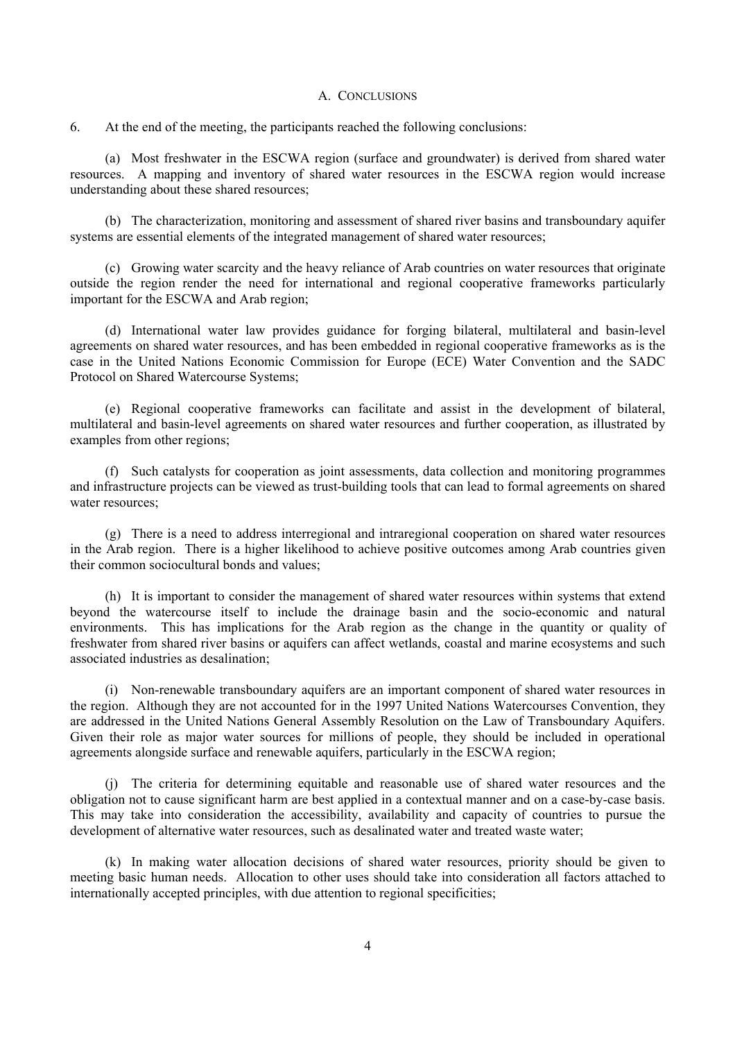## A. Conclusions

6. At the end of the meeting, the participants reached the following conclusions:

(a) Most freshwater in the ESCWA region (surface and groundwater) is derived from shared water resources. A mapping and inventory of shared water resources in the ESCWA region would increase understanding about these shared resources;

(b) The characterization, monitoring and assessment of shared river basins and transboundary aquifer systems are essential elements of the integrated management of shared water resources;

(c) Growing water scarcity and the heavy reliance of Arab countries on water resources that originate outside the region render the need for international and regional cooperative frameworks particularly important for the ESCWA and Arab region;

(d) International water law provides guidance for forging bilateral, multilateral and basin-level agreements on shared water resources, and has been embedded in regional cooperative frameworks as is the case in the United Nations Economic Commission for Europe (ECE) Water Convention and the SADC Protocol on Shared Watercourse Systems;

(e) Regional cooperative frameworks can facilitate and assist in the development of bilateral, multilateral and basin-level agreements on shared water resources and further cooperation, as illustrated by examples from other regions;

(f) Such catalysts for cooperation as joint assessments, data collection and monitoring programmes and infrastructure projects can be viewed as trust-building tools that can lead to formal agreements on shared water resources;

(g) There is a need to address interregional and intraregional cooperation on shared water resources in the Arab region. There is a higher likelihood to achieve positive outcomes among Arab countries given their common sociocultural bonds and values;

(h) It is important to consider the management of shared water resources within systems that extend beyond the watercourse itself to include the drainage basin and the socio-economic and natural environments. This has implications for the Arab region as the change in the quantity or quality of freshwater from shared river basins or aquifers can affect wetlands, coastal and marine ecosystems and such associated industries as desalination;

(i) Non-renewable transboundary aquifers are an important component of shared water resources in the region. Although they are not accounted for in the 1997 United Nations Watercourses Convention, they are addressed in the United Nations General Assembly Resolution on the Law of Transboundary Aquifers. Given their role as major water sources for millions of people, they should be included in operational agreements alongside surface and renewable aquifers, particularly in the ESCWA region;

(j) The criteria for determining equitable and reasonable use of shared water resources and the obligation not to cause significant harm are best applied in a contextual manner and on a case-by-case basis. This may take into consideration the accessibility, availability and capacity of countries to pursue the development of alternative water resources, such as desalinated water and treated waste water;

(k) In making water allocation decisions of shared water resources, priority should be given to meeting basic human needs. Allocation to other uses should take into consideration all factors attached to internationally accepted principles, with due attention to regional specificities;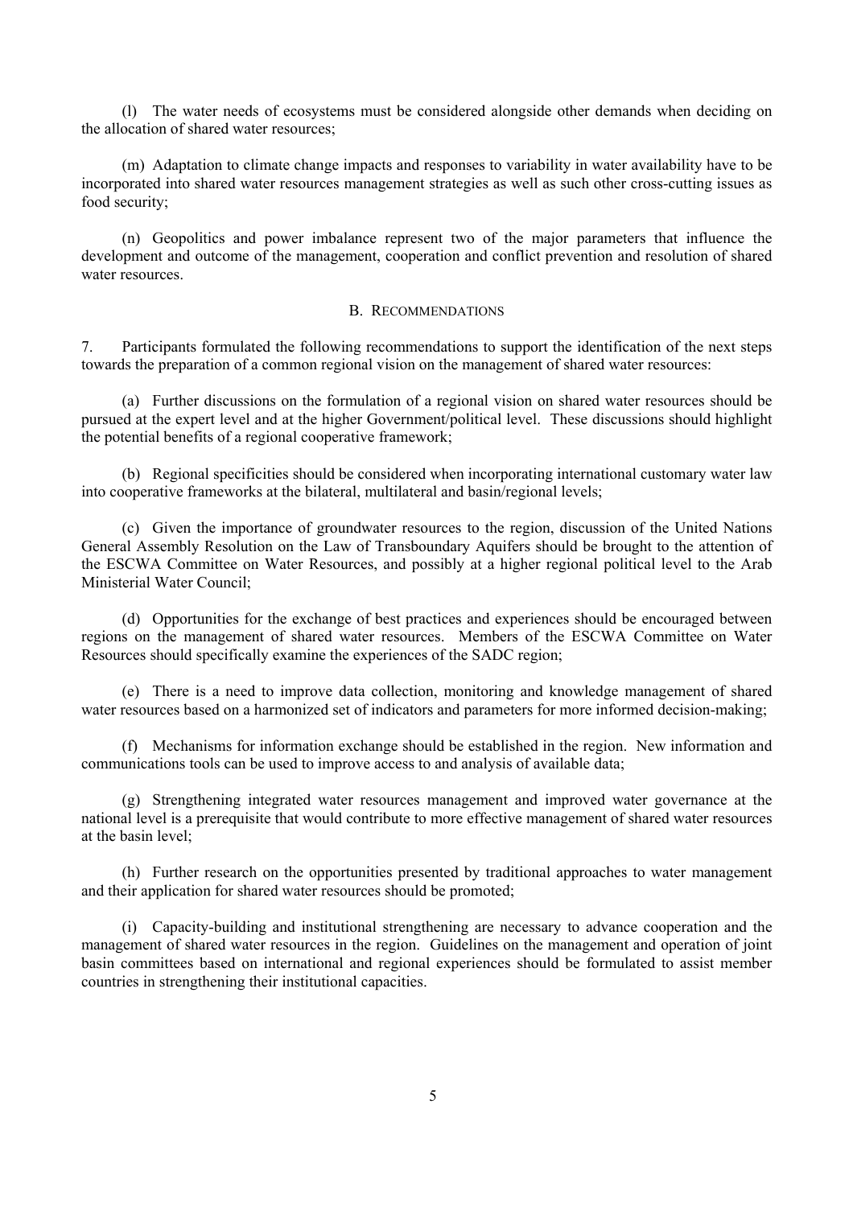(l) The water needs of ecosystems must be considered alongside other demands when deciding on the allocation of shared water resources;

(m) Adaptation to climate change impacts and responses to variability in water availability have to be incorporated into shared water resources management strategies as well as such other cross-cutting issues as food security;

(n) Geopolitics and power imbalance represent two of the major parameters that influence the development and outcome of the management, cooperation and conflict prevention and resolution of shared water resources.

## B. RECOMMENDATIONS

7. Participants formulated the following recommendations to support the identification of the next steps towards the preparation of a common regional vision on the management of shared water resources:

(a) Further discussions on the formulation of a regional vision on shared water resources should be pursued at the expert level and at the higher Government/political level. These discussions should highlight the potential benefits of a regional cooperative framework;

(b) Regional specificities should be considered when incorporating international customary water law into cooperative frameworks at the bilateral, multilateral and basin/regional levels;

(c) Given the importance of groundwater resources to the region, discussion of the United Nations General Assembly Resolution on the Law of Transboundary Aquifers should be brought to the attention of the ESCWA Committee on Water Resources, and possibly at a higher regional political level to the Arab Ministerial Water Council;

(d) Opportunities for the exchange of best practices and experiences should be encouraged between regions on the management of shared water resources. Members of the ESCWA Committee on Water Resources should specifically examine the experiences of the SADC region;

(e) There is a need to improve data collection, monitoring and knowledge management of shared water resources based on a harmonized set of indicators and parameters for more informed decision-making;

(f) Mechanisms for information exchange should be established in the region. New information and communications tools can be used to improve access to and analysis of available data;

(g) Strengthening integrated water resources management and improved water governance at the national level is a prerequisite that would contribute to more effective management of shared water resources at the basin level;

(h) Further research on the opportunities presented by traditional approaches to water management and their application for shared water resources should be promoted;

(i) Capacity-building and institutional strengthening are necessary to advance cooperation and the management of shared water resources in the region. Guidelines on the management and operation of joint basin committees based on international and regional experiences should be formulated to assist member countries in strengthening their institutional capacities.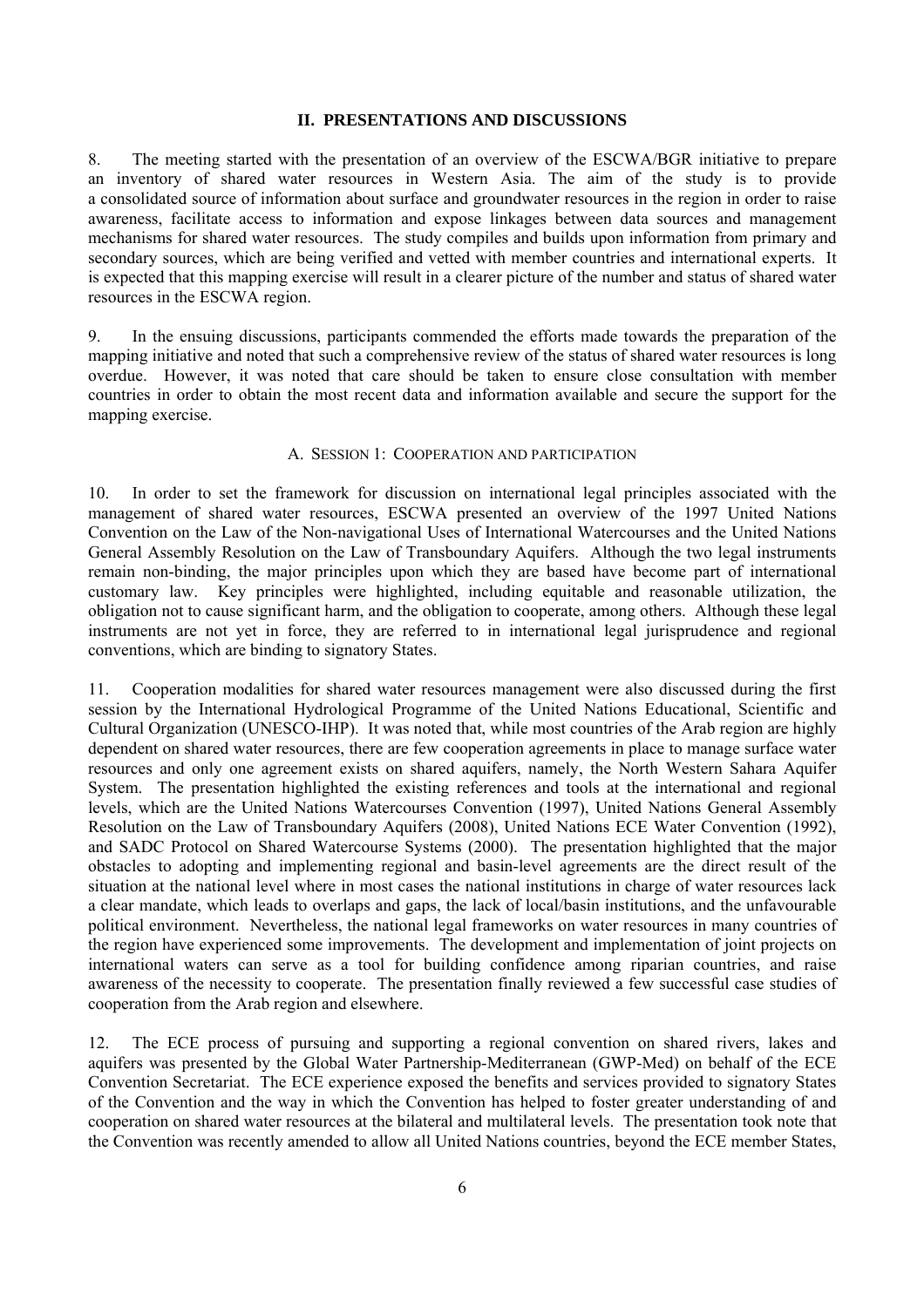## II. PRESENTATIONS AND DISCUSSIONS

8. The meeting started with the presentation of an overview of the ESCWA/BGR initiative to prepare an inventory of shared water resources in Western Asia. The aim of the study is to provide a consolidated source of information about surface and groundwater resources in the region in order to raise awareness, facilitate access to information and expose linkages between data sources and management mechanisms for shared water resources. The study compiles and builds upon information from primary and secondary sources, which are being verified and vetted with member countries and international experts. It is expected that this mapping exercise will result in a clearer picture of the number and status of shared water resources in the ESCWA region.

9. In the ensuing discussions, participants commended the efforts made towards the preparation of the mapping initiative and noted that such a comprehensive review of the status of shared water resources is long overdue. However, it was noted that care should be taken to ensure close consultation with member countries in order to obtain the most recent data and information available and secure the support for the mapping exercise.

### A. SESSION 1: COOPERATION AND PARTICIPATION

10. In order to set the framework for discussion on international legal principles associated with the management of shared water resources, ESCWA presented an overview of the 1997 United Nations Convention on the Law of the Non-navigational Uses of International Watercourses and the United Nations General Assembly Resolution on the Law of Transboundary Aquifers. Although the two legal instruments remain non-binding, the major principles upon which they are based have become part of international customary law. Key principles were highlighted, including equitable and reasonable utilization, the obligation not to cause significant harm, and the obligation to cooperate, among others. Although these legal instruments are not yet in force, they are referred to in international legal jurisprudence and regional conventions, which are binding to signatory States.

11. Cooperation modalities for shared water resources management were also discussed during the first session by the International Hydrological Programme of the United Nations Educational, Scientific and Cultural Organization (UNESCO-IHP). It was noted that, while most countries of the Arab region are highly dependent on shared water resources, there are few cooperation agreements in place to manage surface water resources and only one agreement exists on shared aquifers, namely, the North Western Sahara Aquifer System. The presentation highlighted the existing references and tools at the international and regional levels, which are the United Nations Watercourses Convention (1997), United Nations General Assembly Resolution on the Law of Transboundary Aquifers (2008), United Nations ECE Water Convention (1992), and SADC Protocol on Shared Watercourse Systems (2000). The presentation highlighted that the major obstacles to adopting and implementing regional and basin-level agreements are the direct result of the situation at the national level where in most cases the national institutions in charge of water resources lack a clear mandate, which leads to overlaps and gaps, the lack of local/basin institutions, and the unfavourable political environment. Nevertheless, the national legal frameworks on water resources in many countries of the region have experienced some improvements. The development and implementation of joint projects on international waters can serve as a tool for building confidence among riparian countries, and raise awareness of the necessity to cooperate. The presentation finally reviewed a few successful case studies of cooperation from the Arab region and elsewhere.

12. The ECE process of pursuing and supporting a regional convention on shared rivers, lakes and aquifers was presented by the Global Water Partnership-Mediterranean (GWP-Med) on behalf of the ECE Convention Secretariat. The ECE experience exposed the benefits and services provided to signatory States of the Convention and the way in which the Convention has helped to foster greater understanding of and cooperation on shared water resources at the bilateral and multilateral levels. The presentation took note that the Convention was recently amended to allow all United Nations countries, beyond the ECE member States,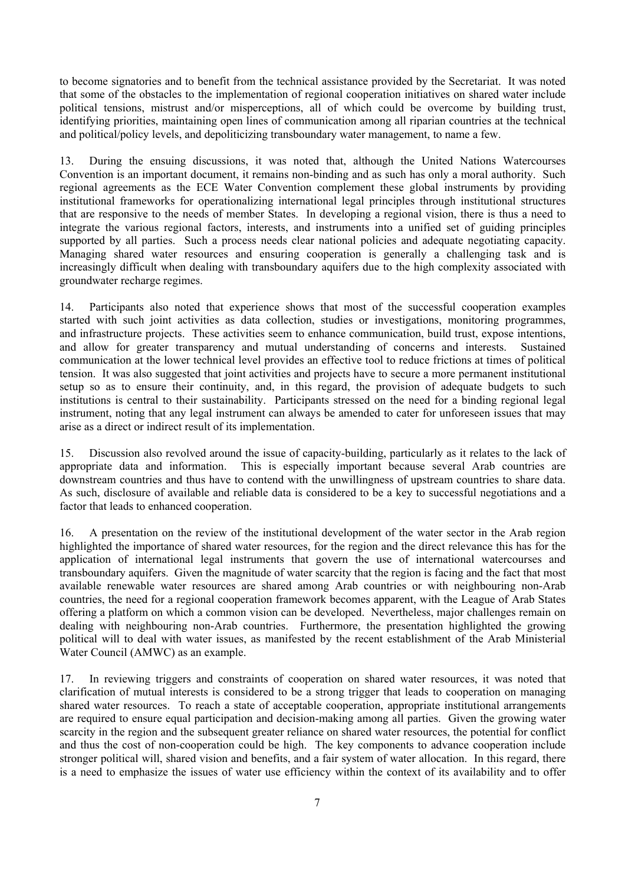to become signatories and to benefit from the technical assistance provided by the Secretariat. It was noted that some of the obstacles to the implementation of regional cooperation initiatives on shared water include political tensions, mistrust and/or misperceptions, all of which could be overcome by building trust, identifying priorities, maintaining open lines of communication among all riparian countries at the technical and political/policy levels, and depoliticizing transboundary water management, to name a few.

13. During the ensuing discussions, it was noted that, although the United Nations Watercourses Convention is an important document, it remains non-binding and as such has only a moral authority. Such regional agreements as the ECE Water Convention complement these global instruments by providing institutional frameworks for operationalizing international legal principles through institutional structures that are responsive to the needs of member States. In developing a regional vision, there is thus a need to integrate the various regional factors, interests, and instruments into a unified set of guiding principles supported by all parties. Such a process needs clear national policies and adequate negotiating capacity. Managing shared water resources and ensuring cooperation is generally a challenging task and is increasingly difficult when dealing with transboundary aquifers due to the high complexity associated with groundwater recharge regimes.

14. Participants also noted that experience shows that most of the successful cooperation examples started with such joint activities as data collection, studies or investigations, monitoring programmes, and infrastructure projects. These activities seem to enhance communication, build trust, expose intentions, and allow for greater transparency and mutual understanding of concerns and interests. Sustained communication at the lower technical level provides an effective tool to reduce frictions at times of political tension. It was also suggested that joint activities and projects have to secure a more permanent institutional setup so as to ensure their continuity, and, in this regard, the provision of adequate budgets to such institutions is central to their sustainability. Participants stressed on the need for a binding regional legal instrument, noting that any legal instrument can always be amended to cater for unforeseen issues that may arise as a direct or indirect result of its implementation.

15. Discussion also revolved around the issue of capacity-building, particularly as it relates to the lack of appropriate data and information. This is especially important because several Arab countries are downstream countries and thus have to contend with the unwillingness of upstream countries to share data. As such, disclosure of available and reliable data is considered to be a key to successful negotiations and a factor that leads to enhanced cooperation.

16. A presentation on the review of the institutional development of the water sector in the Arab region highlighted the importance of shared water resources, for the region and the direct relevance this has for the application of international legal instruments that govern the use of international watercourses and transboundary aquifers. Given the magnitude of water scarcity that the region is facing and the fact that most available renewable water resources are shared among Arab countries or with neighbouring non-Arab countries, the need for a regional cooperation framework becomes apparent, with the League of Arab States offering a platform on which a common vision can be developed. Nevertheless, major challenges remain on dealing with neighbouring non-Arab countries. Furthermore, the presentation highlighted the growing political will to deal with water issues, as manifested by the recent establishment of the Arab Ministerial Water Council (AMWC) as an example.

17. In reviewing triggers and constraints of cooperation on shared water resources, it was noted that clarification of mutual interests is considered to be a strong trigger that leads to cooperation on managing shared water resources. To reach a state of acceptable cooperation, appropriate institutional arrangements are required to ensure equal participation and decision-making among all parties. Given the growing water scarcity in the region and the subsequent greater reliance on shared water resources, the potential for conflict and thus the cost of non-cooperation could be high. The key components to advance cooperation include stronger political will, shared vision and benefits, and a fair system of water allocation. In this regard, there is a need to emphasize the issues of water use efficiency within the context of its availability and to offer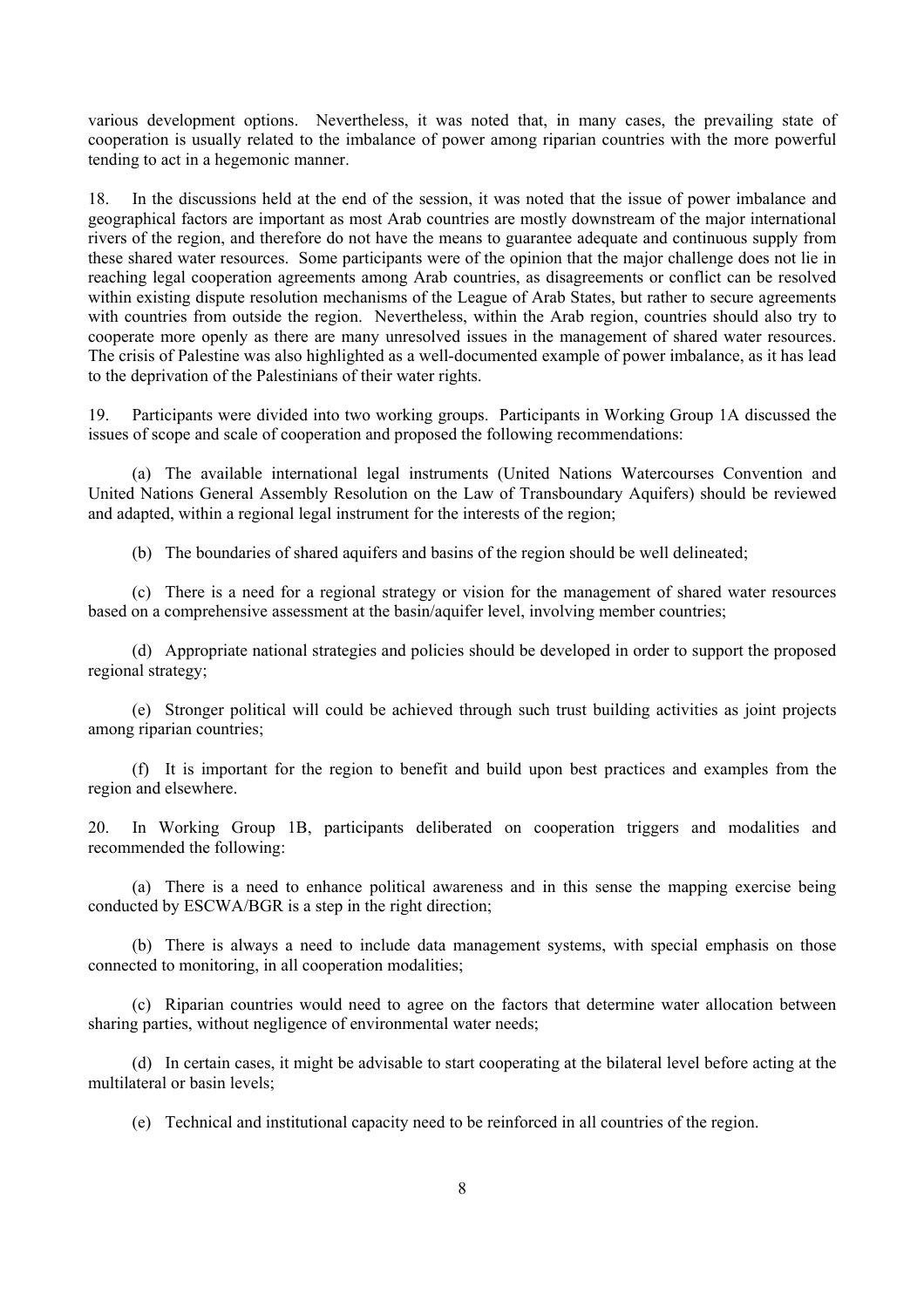various development options. Nevertheless, it was noted that, in many cases, the prevailing state of cooperation is usually related to the imbalance of power among riparian countries with the more powerful tending to act in a hegemonic manner.

18. In the discussions held at the end of the session, it was noted that the issue of power imbalance and geographical factors are important as most Arab countries are mostly downstream of the major international rivers of the region, and therefore do not have the means to guarantee adequate and continuous supply from these shared water resources. Some participants were of the opinion that the major challenge does not lie in reaching legal cooperation agreements among Arab countries, as disagreements or conflict can be resolved within existing dispute resolution mechanisms of the League of Arab States, but rather to secure agreements with countries from outside the region. Nevertheless, within the Arab region, countries should also try to cooperate more openly as there are many unresolved issues in the management of shared water resources. The crisis of Palestine was also highlighted as a well-documented example of power imbalance, as it has lead to the deprivation of the Palestinians of their water rights.

19. Participants were divided into two working groups. Participants in Working Group 1A discussed the issues of scope and scale of cooperation and proposed the following recommendations:

(a) The available international legal instruments (United Nations Watercourses Convention and United Nations General Assembly Resolution on the Law of Transboundary Aquifers) should be reviewed and adapted, within a regional legal instrument for the interests of the region;

(b) The boundaries of shared aquifers and basins of the region should be well delineated;

(c) There is a need for a regional strategy or vision for the management of shared water resources based on a comprehensive assessment at the basin/aquifer level, involving member countries;

(d) Appropriate national strategies and policies should be developed in order to support the proposed regional strategy;

(e) Stronger political will could be achieved through such trust building activities as joint projects among riparian countries;

(f) It is important for the region to benefit and build upon best practices and examples from the region and elsewhere.

20. In Working Group 1B, participants deliberated on cooperation triggers and modalities and recommended the following:

(a) There is a need to enhance political awareness and in this sense the mapping exercise being conducted by ESCWA/BGR is a step in the right direction;

(b) There is always a need to include data management systems, with special emphasis on those connected to monitoring, in all cooperation modalities;

(c) Riparian countries would need to agree on the factors that determine water allocation between sharing parties, without negligence of environmental water needs;

(d) In certain cases, it might be advisable to start cooperating at the bilateral level before acting at the multilateral or basin levels;

(e) Technical and institutional capacity need to be reinforced in all countries of the region.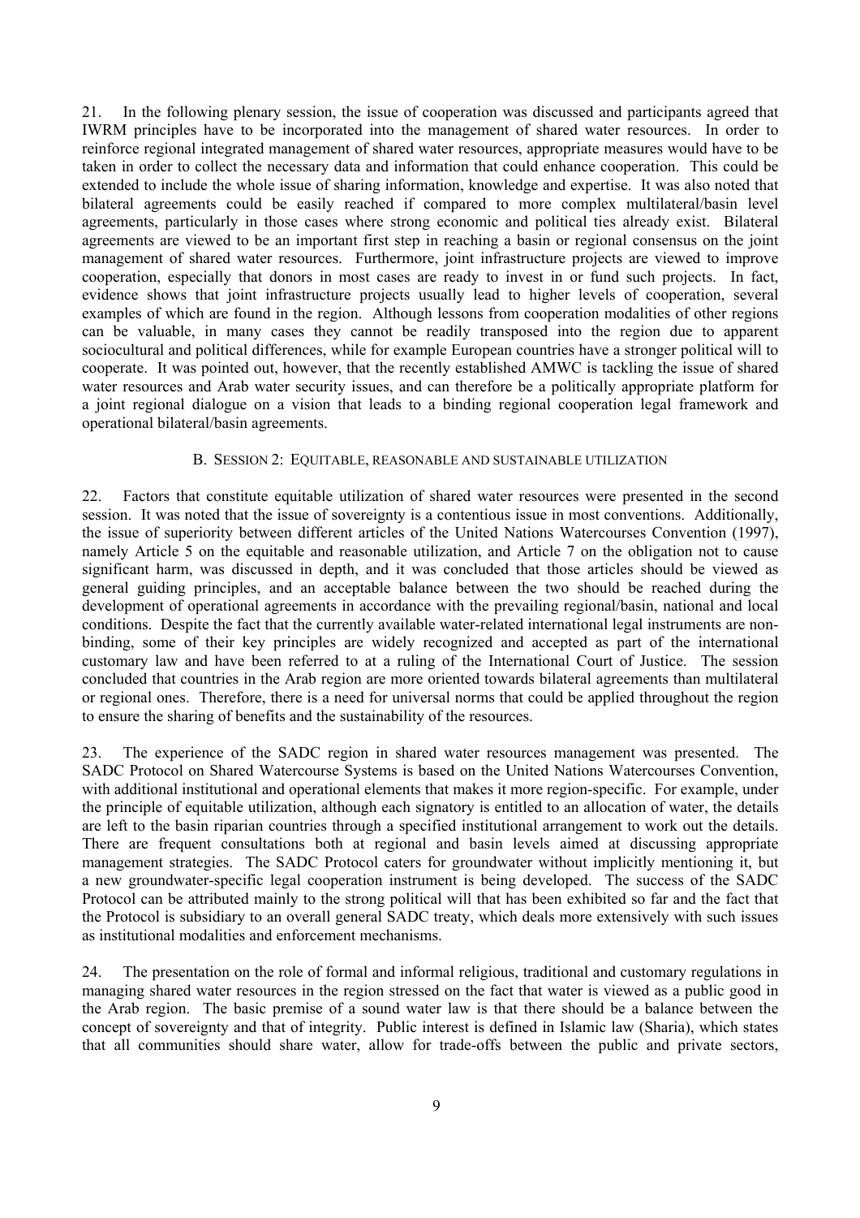21. In the following plenary session, the issue of cooperation was discussed and participants agreed that IWRM principles have to be incorporated into the management of shared water resources. In order to reinforce regional integrated management of shared water resources, appropriate measures would have to be taken in order to collect the necessary data and information that could enhance cooperation. This could be extended to include the whole issue of sharing information, knowledge and expertise. It was also noted that bilateral agreements could be easily reached if compared to more complex multilateral/basin level agreements, particularly in those cases where strong economic and political ties already exist. Bilateral agreements are viewed to be an important first step in reaching a basin or regional consensus on the joint management of shared water resources. Furthermore, joint infrastructure projects are viewed to improve cooperation, especially that donors in most cases are ready to invest in or fund such projects. In fact, evidence shows that joint infrastructure projects usually lead to higher levels of cooperation, several examples of which are found in the region. Although lessons from cooperation modalities of other regions can be valuable, in many cases they cannot be readily transposed into the region due to apparent sociocultural and political differences, while for example European countries have a stronger political will to cooperate. It was pointed out, however, that the recently established AMWC is tackling the issue of shared water resources and Arab water security issues, and can therefore be a politically appropriate platform for a joint regional dialogue on a vision that leads to a binding regional cooperation legal framework and operational bilateral/basin agreements.

### B. SESSION 2: EQUITABLE, REASONABLE AND SUSTAINABLE UTILIZATION

22. Factors that constitute equitable utilization of shared water resources were presented in the second session. It was noted that the issue of sovereignty is a contentious issue in most conventions. Additionally, the issue of superiority between different articles of the United Nations Watercourses Convention (1997), namely Article 5 on the equitable and reasonable utilization, and Article 7 on the obligation not to cause significant harm, was discussed in depth, and it was concluded that those articles should be viewed as general guiding principles, and an acceptable balance between the two should be reached during the development of operational agreements in accordance with the prevailing regional/basin, national and local conditions. Despite the fact that the currently available water-related international legal instruments are non-binding, some of their key principles are widely recognized and accepted as part of the international customary law and have been referred to at a ruling of the International Court of Justice. The session concluded that countries in the Arab region are more oriented towards bilateral agreements than multilateral or regional ones. Therefore, there is a need for universal norms that could be applied throughout the region to ensure the sharing of benefits and the sustainability of the resources.

23. The experience of the SADC region in shared water resources management was presented. The SADC Protocol on Shared Watercourse Systems is based on the United Nations Watercourses Convention, with additional institutional and operational elements that makes it more region-specific. For example, under the principle of equitable utilization, although each signatory is entitled to an allocation of water, the details are left to the basin riparian countries through a specified institutional arrangement to work out the details. There are frequent consultations both at regional and basin levels aimed at discussing appropriate management strategies. The SADC Protocol caters for groundwater without implicitly mentioning it, but a new groundwater-specific legal cooperation instrument is being developed. The success of the SADC Protocol can be attributed mainly to the strong political will that has been exhibited so far and the fact that the Protocol is subsidiary to an overall general SADC treaty, which deals more extensively with such issues as institutional modalities and enforcement mechanisms.

24. The presentation on the role of formal and informal religious, traditional and customary regulations in managing shared water resources in the region stressed on the fact that water is viewed as a public good in the Arab region. The basic premise of a sound water law is that there should be a balance between the concept of sovereignty and that of integrity. Public interest is defined in Islamic law (Sharia), which states that all communities should share water, allow for trade-offs between the public and private sectors,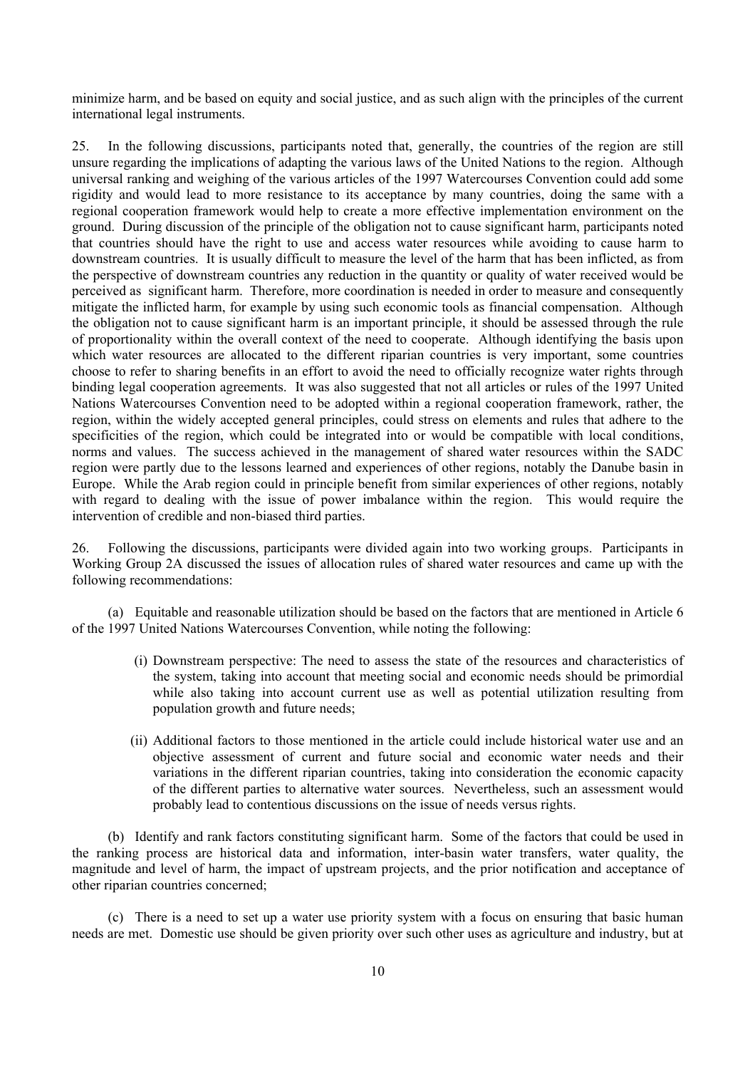minimize harm, and be based on equity and social justice, and as such align with the principles of the current international legal instruments.

25. In the following discussions, participants noted that, generally, the countries of the region are still unsure regarding the implications of adapting the various laws of the United Nations to the region. Although universal ranking and weighing of the various articles of the 1997 Watercourses Convention could add some rigidity and would lead to more resistance to its acceptance by many countries, doing the same with a regional cooperation framework would help to create a more effective implementation environment on the ground. During discussion of the principle of the obligation not to cause significant harm, participants noted that countries should have the right to use and access water resources while avoiding to cause harm to downstream countries. It is usually difficult to measure the level of the harm that has been inflicted, as from the perspective of downstream countries any reduction in the quantity or quality of water received would be perceived as significant harm. Therefore, more coordination is needed in order to measure and consequently mitigate the inflicted harm, for example by using such economic tools as financial compensation. Although the obligation not to cause significant harm is an important principle, it should be assessed through the rule of proportionality within the overall context of the need to cooperate. Although identifying the basis upon which water resources are allocated to the different riparian countries is very important, some countries choose to refer to sharing benefits in an effort to avoid the need to officially recognize water rights through binding legal cooperation agreements. It was also suggested that not all articles or rules of the 1997 United Nations Watercourses Convention need to be adopted within a regional cooperation framework, rather, the region, within the widely accepted general principles, could stress on elements and rules that adhere to the specificities of the region, which could be integrated into or would be compatible with local conditions, norms and values. The success achieved in the management of shared water resources within the SADC region were partly due to the lessons learned and experiences of other regions, notably the Danube basin in Europe. While the Arab region could in principle benefit from similar experiences of other regions, notably with regard to dealing with the issue of power imbalance within the region. This would require the intervention of credible and non-biased third parties.

26. Following the discussions, participants were divided again into two working groups. Participants in Working Group 2A discussed the issues of allocation rules of shared water resources and came up with the following recommendations:

(a) Equitable and reasonable utilization should be based on the factors that are mentioned in Article 6 of the 1997 United Nations Watercourses Convention, while noting the following:

(i) Downstream perspective: The need to assess the state of the resources and characteristics of the system, taking into account that meeting social and economic needs should be primordial while also taking into account current use as well as potential utilization resulting from population growth and future needs;

(ii) Additional factors to those mentioned in the article could include historical water use and an objective assessment of current and future social and economic water needs and their variations in the different riparian countries, taking into consideration the economic capacity of the different parties to alternative water sources. Nevertheless, such an assessment would probably lead to contentious discussions on the issue of needs versus rights.

(b) Identify and rank factors constituting significant harm. Some of the factors that could be used in the ranking process are historical data and information, inter-basin water transfers, water quality, the magnitude and level of harm, the impact of upstream projects, and the prior notification and acceptance of other riparian countries concerned;

(c) There is a need to set up a water use priority system with a focus on ensuring that basic human needs are met. Domestic use should be given priority over such other uses as agriculture and industry, but at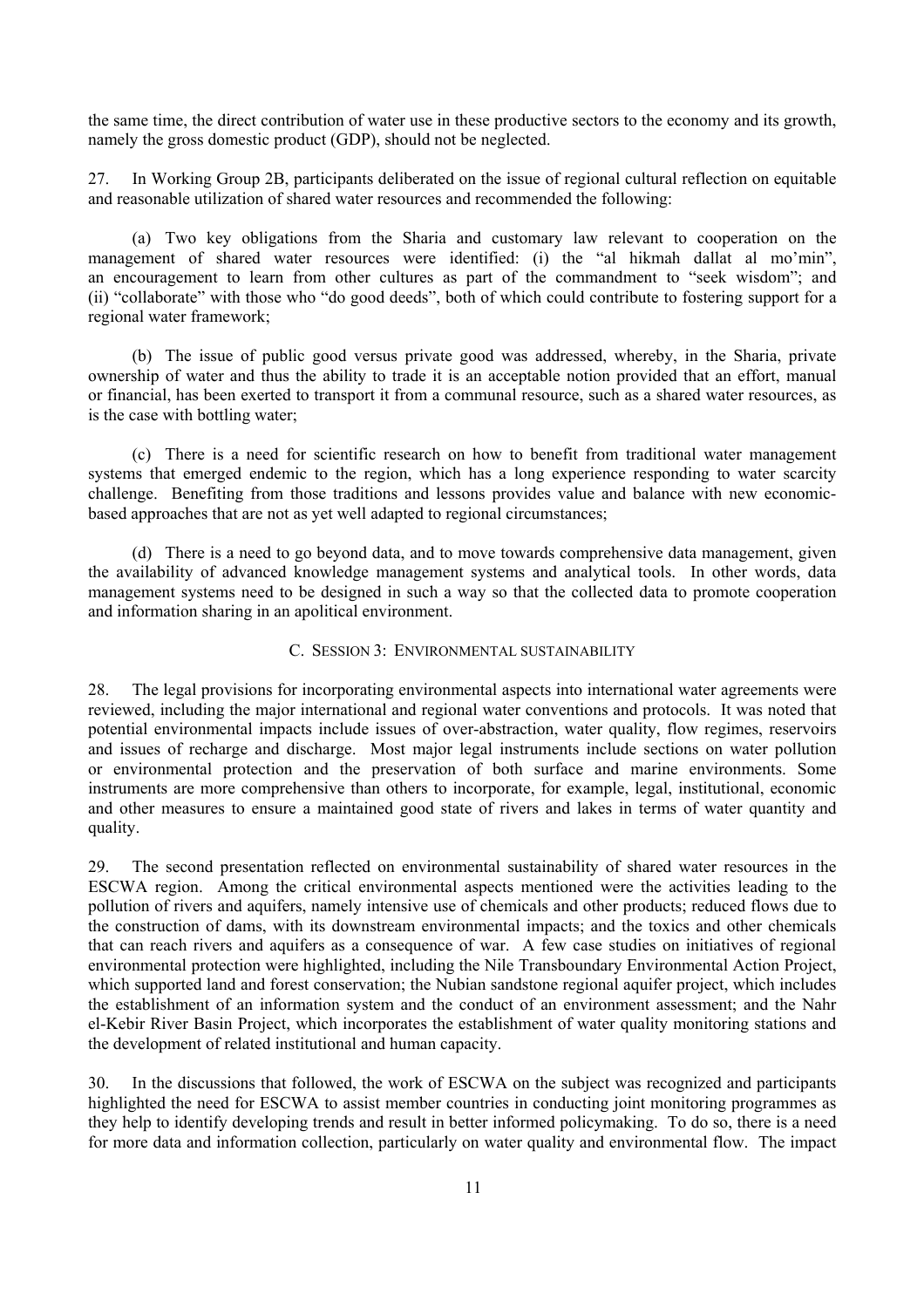the same time, the direct contribution of water use in these productive sectors to the economy and its growth, namely the gross domestic product (GDP), should not be neglected.

27. In Working Group 2B, participants deliberated on the issue of regional cultural reflection on equitable and reasonable utilization of shared water resources and recommended the following:

(a) Two key obligations from the Sharia and customary law relevant to cooperation on the management of shared water resources were identified: (i) the "al hikmah dallat al mo'min", an encouragement to learn from other cultures as part of the commandment to "seek wisdom"; and (ii) "collaborate" with those who "do good deeds", both of which could contribute to fostering support for a regional water framework;

(b) The issue of public good versus private good was addressed, whereby, in the Sharia, private ownership of water and thus the ability to trade it is an acceptable notion provided that an effort, manual or financial, has been exerted to transport it from a communal resource, such as a shared water resources, as is the case with bottling water;

(c) There is a need for scientific research on how to benefit from traditional water management systems that emerged endemic to the region, which has a long experience responding to water scarcity challenge. Benefiting from those traditions and lessons provides value and balance with new economic-based approaches that are not as yet well adapted to regional circumstances;

(d) There is a need to go beyond data, and to move towards comprehensive data management, given the availability of advanced knowledge management systems and analytical tools. In other words, data management systems need to be designed in such a way so that the collected data to promote cooperation and information sharing in an apolitical environment.

### C. Session 3: Environmental sustainability

28. The legal provisions for incorporating environmental aspects into international water agreements were reviewed, including the major international and regional water conventions and protocols. It was noted that potential environmental impacts include issues of over-abstraction, water quality, flow regimes, reservoirs and issues of recharge and discharge. Most major legal instruments include sections on water pollution or environmental protection and the preservation of both surface and marine environments. Some instruments are more comprehensive than others to incorporate, for example, legal, institutional, economic and other measures to ensure a maintained good state of rivers and lakes in terms of water quantity and quality.

29. The second presentation reflected on environmental sustainability of shared water resources in the ESCWA region. Among the critical environmental aspects mentioned were the activities leading to the pollution of rivers and aquifers, namely intensive use of chemicals and other products; reduced flows due to the construction of dams, with its downstream environmental impacts; and the toxics and other chemicals that can reach rivers and aquifers as a consequence of war. A few case studies on initiatives of regional environmental protection were highlighted, including the Nile Transboundary Environmental Action Project, which supported land and forest conservation; the Nubian sandstone regional aquifer project, which includes the establishment of an information system and the conduct of an environment assessment; and the Nahr el-Kebir River Basin Project, which incorporates the establishment of water quality monitoring stations and the development of related institutional and human capacity.

30. In the discussions that followed, the work of ESCWA on the subject was recognized and participants highlighted the need for ESCWA to assist member countries in conducting joint monitoring programmes as they help to identify developing trends and result in better informed policymaking. To do so, there is a need for more data and information collection, particularly on water quality and environmental flow. The impact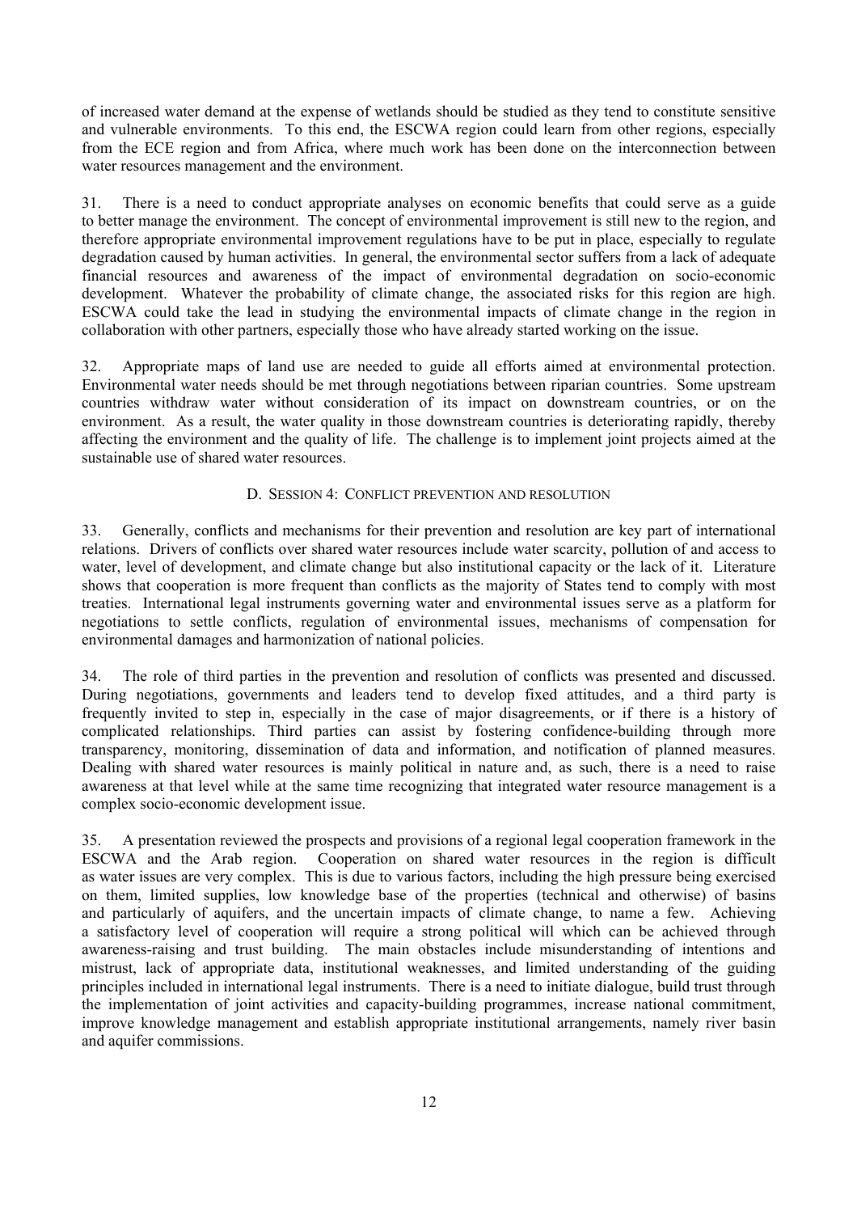of increased water demand at the expense of wetlands should be studied as they tend to constitute sensitive and vulnerable environments. To this end, the ESCWA region could learn from other regions, especially from the ECE region and from Africa, where much work has been done on the interconnection between water resources management and the environment.

31. There is a need to conduct appropriate analyses on economic benefits that could serve as a guide to better manage the environment. The concept of environmental improvement is still new to the region, and therefore appropriate environmental improvement regulations have to be put in place, especially to regulate degradation caused by human activities. In general, the environmental sector suffers from a lack of adequate financial resources and awareness of the impact of environmental degradation on socio-economic development. Whatever the probability of climate change, the associated risks for this region are high. ESCWA could take the lead in studying the environmental impacts of climate change in the region in collaboration with other partners, especially those who have already started working on the issue.

32. Appropriate maps of land use are needed to guide all efforts aimed at environmental protection. Environmental water needs should be met through negotiations between riparian countries. Some upstream countries withdraw water without consideration of its impact on downstream countries, or on the environment. As a result, the water quality in those downstream countries is deteriorating rapidly, thereby affecting the environment and the quality of life. The challenge is to implement joint projects aimed at the sustainable use of shared water resources.

### D. Session 4: Conflict prevention and resolution

33. Generally, conflicts and mechanisms for their prevention and resolution are key part of international relations. Drivers of conflicts over shared water resources include water scarcity, pollution of and access to water, level of development, and climate change but also institutional capacity or the lack of it. Literature shows that cooperation is more frequent than conflicts as the majority of States tend to comply with most treaties. International legal instruments governing water and environmental issues serve as a platform for negotiations to settle conflicts, regulation of environmental issues, mechanisms of compensation for environmental damages and harmonization of national policies.

34. The role of third parties in the prevention and resolution of conflicts was presented and discussed. During negotiations, governments and leaders tend to develop fixed attitudes, and a third party is frequently invited to step in, especially in the case of major disagreements, or if there is a history of complicated relationships. Third parties can assist by fostering confidence-building through more transparency, monitoring, dissemination of data and information, and notification of planned measures. Dealing with shared water resources is mainly political in nature and, as such, there is a need to raise awareness at that level while at the same time recognizing that integrated water resource management is a complex socio-economic development issue.

35. A presentation reviewed the prospects and provisions of a regional legal cooperation framework in the ESCWA and the Arab region. Cooperation on shared water resources in the region is difficult as water issues are very complex. This is due to various factors, including the high pressure being exercised on them, limited supplies, low knowledge base of the properties (technical and otherwise) of basins and particularly of aquifers, and the uncertain impacts of climate change, to name a few. Achieving a satisfactory level of cooperation will require a strong political will which can be achieved through awareness-raising and trust building. The main obstacles include misunderstanding of intentions and mistrust, lack of appropriate data, institutional weaknesses, and limited understanding of the guiding principles included in international legal instruments. There is a need to initiate dialogue, build trust through the implementation of joint activities and capacity-building programmes, increase national commitment, improve knowledge management and establish appropriate institutional arrangements, namely river basin and aquifer commissions.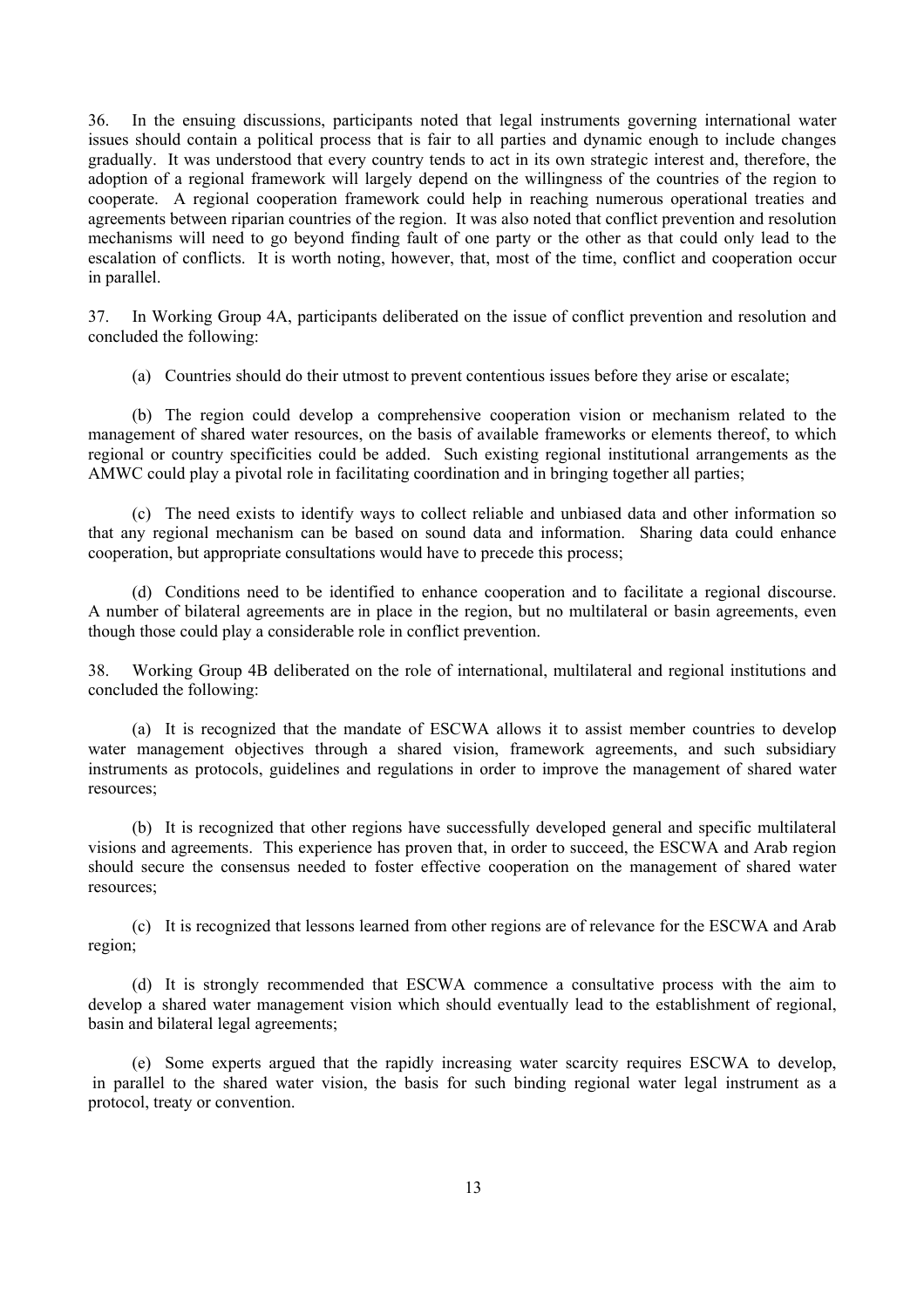36. In the ensuing discussions, participants noted that legal instruments governing international water issues should contain a political process that is fair to all parties and dynamic enough to include changes gradually. It was understood that every country tends to act in its own strategic interest and, therefore, the adoption of a regional framework will largely depend on the willingness of the countries of the region to cooperate. A regional cooperation framework could help in reaching numerous operational treaties and agreements between riparian countries of the region. It was also noted that conflict prevention and resolution mechanisms will need to go beyond finding fault of one party or the other as that could only lead to the escalation of conflicts. It is worth noting, however, that, most of the time, conflict and cooperation occur in parallel.

37. In Working Group 4A, participants deliberated on the issue of conflict prevention and resolution and concluded the following:

(a) Countries should do their utmost to prevent contentious issues before they arise or escalate;

(b) The region could develop a comprehensive cooperation vision or mechanism related to the management of shared water resources, on the basis of available frameworks or elements thereof, to which regional or country specificities could be added. Such existing regional institutional arrangements as the AMWC could play a pivotal role in facilitating coordination and in bringing together all parties;

(c) The need exists to identify ways to collect reliable and unbiased data and other information so that any regional mechanism can be based on sound data and information. Sharing data could enhance cooperation, but appropriate consultations would have to precede this process;

(d) Conditions need to be identified to enhance cooperation and to facilitate a regional discourse. A number of bilateral agreements are in place in the region, but no multilateral or basin agreements, even though those could play a considerable role in conflict prevention.

38. Working Group 4B deliberated on the role of international, multilateral and regional institutions and concluded the following:

(a) It is recognized that the mandate of ESCWA allows it to assist member countries to develop water management objectives through a shared vision, framework agreements, and such subsidiary instruments as protocols, guidelines and regulations in order to improve the management of shared water resources;

(b) It is recognized that other regions have successfully developed general and specific multilateral visions and agreements. This experience has proven that, in order to succeed, the ESCWA and Arab region should secure the consensus needed to foster effective cooperation on the management of shared water resources;

(c) It is recognized that lessons learned from other regions are of relevance for the ESCWA and Arab region;

(d) It is strongly recommended that ESCWA commence a consultative process with the aim to develop a shared water management vision which should eventually lead to the establishment of regional, basin and bilateral legal agreements;

(e) Some experts argued that the rapidly increasing water scarcity requires ESCWA to develop, in parallel to the shared water vision, the basis for such binding regional water legal instrument as a protocol, treaty or convention.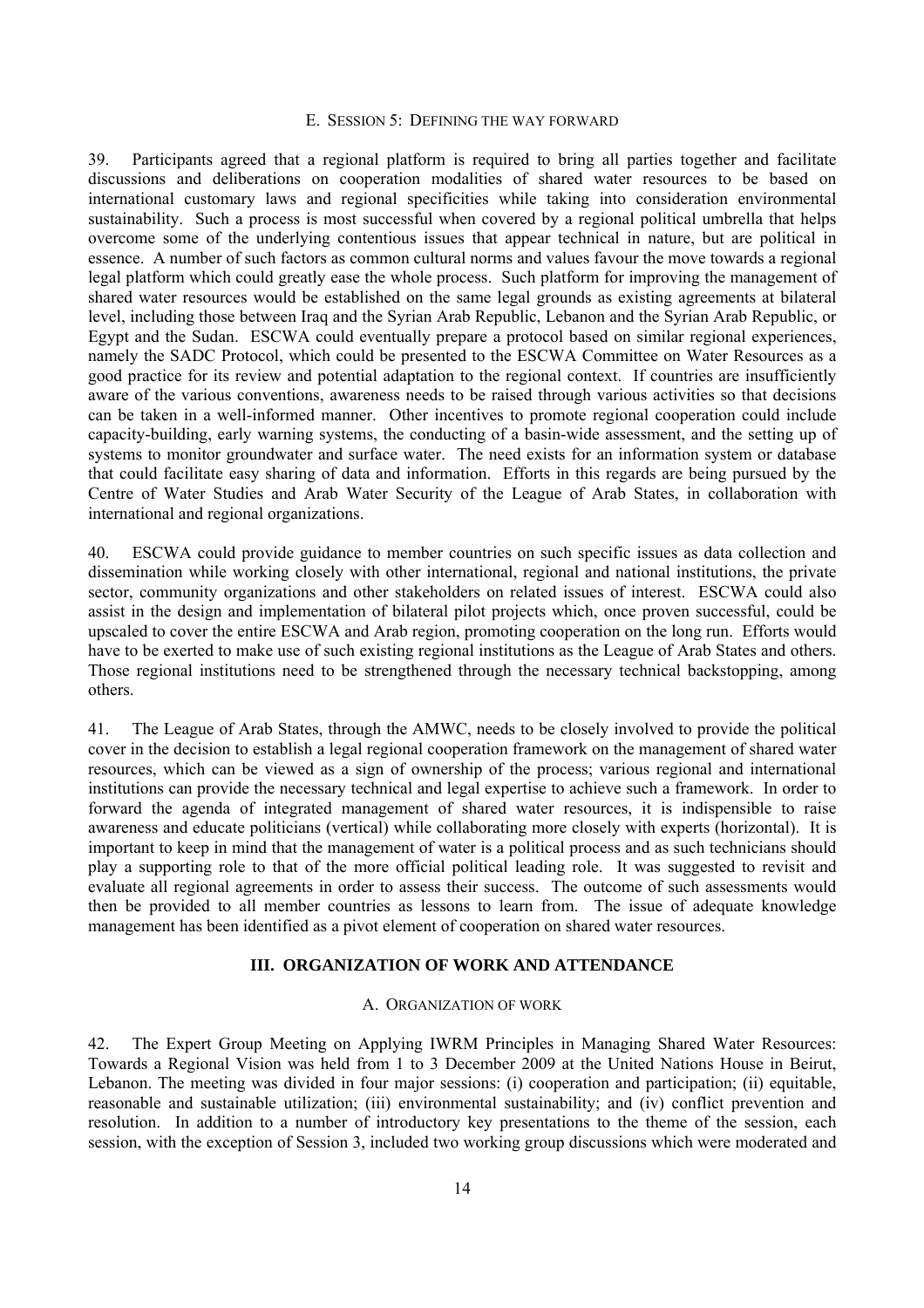### E. Session 5: Defining the way forward

39. Participants agreed that a regional platform is required to bring all parties together and facilitate discussions and deliberations on cooperation modalities of shared water resources to be based on international customary laws and regional specificities while taking into consideration environmental sustainability. Such a process is most successful when covered by a regional political umbrella that helps overcome some of the underlying contentious issues that appear technical in nature, but are political in essence. A number of such factors as common cultural norms and values favour the move towards a regional legal platform which could greatly ease the whole process. Such platform for improving the management of shared water resources would be established on the same legal grounds as existing agreements at bilateral level, including those between Iraq and the Syrian Arab Republic, Lebanon and the Syrian Arab Republic, or Egypt and the Sudan. ESCWA could eventually prepare a protocol based on similar regional experiences, namely the SADC Protocol, which could be presented to the ESCWA Committee on Water Resources as a good practice for its review and potential adaptation to the regional context. If countries are insufficiently aware of the various conventions, awareness needs to be raised through various activities so that decisions can be taken in a well-informed manner. Other incentives to promote regional cooperation could include capacity-building, early warning systems, the conducting of a basin-wide assessment, and the setting up of systems to monitor groundwater and surface water. The need exists for an information system or database that could facilitate easy sharing of data and information. Efforts in this regards are being pursued by the Centre of Water Studies and Arab Water Security of the League of Arab States, in collaboration with international and regional organizations.

40. ESCWA could provide guidance to member countries on such specific issues as data collection and dissemination while working closely with other international, regional and national institutions, the private sector, community organizations and other stakeholders on related issues of interest. ESCWA could also assist in the design and implementation of bilateral pilot projects which, once proven successful, could be upscaled to cover the entire ESCWA and Arab region, promoting cooperation on the long run. Efforts would have to be exerted to make use of such existing regional institutions as the League of Arab States and others. Those regional institutions need to be strengthened through the necessary technical backstopping, among others.

41. The League of Arab States, through the AMWC, needs to be closely involved to provide the political cover in the decision to establish a legal regional cooperation framework on the management of shared water resources, which can be viewed as a sign of ownership of the process; various regional and international institutions can provide the necessary technical and legal expertise to achieve such a framework. In order to forward the agenda of integrated management of shared water resources, it is indispensible to raise awareness and educate politicians (vertical) while collaborating more closely with experts (horizontal). It is important to keep in mind that the management of water is a political process and as such technicians should play a supporting role to that of the more official political leading role. It was suggested to revisit and evaluate all regional agreements in order to assess their success. The outcome of such assessments would then be provided to all member countries as lessons to learn from. The issue of adequate knowledge management has been identified as a pivot element of cooperation on shared water resources.

## III. ORGANIZATION OF WORK AND ATTENDANCE

### A. Organization of work

42. The Expert Group Meeting on Applying IWRM Principles in Managing Shared Water Resources: Towards a Regional Vision was held from 1 to 3 December 2009 at the United Nations House in Beirut, Lebanon. The meeting was divided in four major sessions: (i) cooperation and participation; (ii) equitable, reasonable and sustainable utilization; (iii) environmental sustainability; and (iv) conflict prevention and resolution. In addition to a number of introductory key presentations to the theme of the session, each session, with the exception of Session 3, included two working group discussions which were moderated and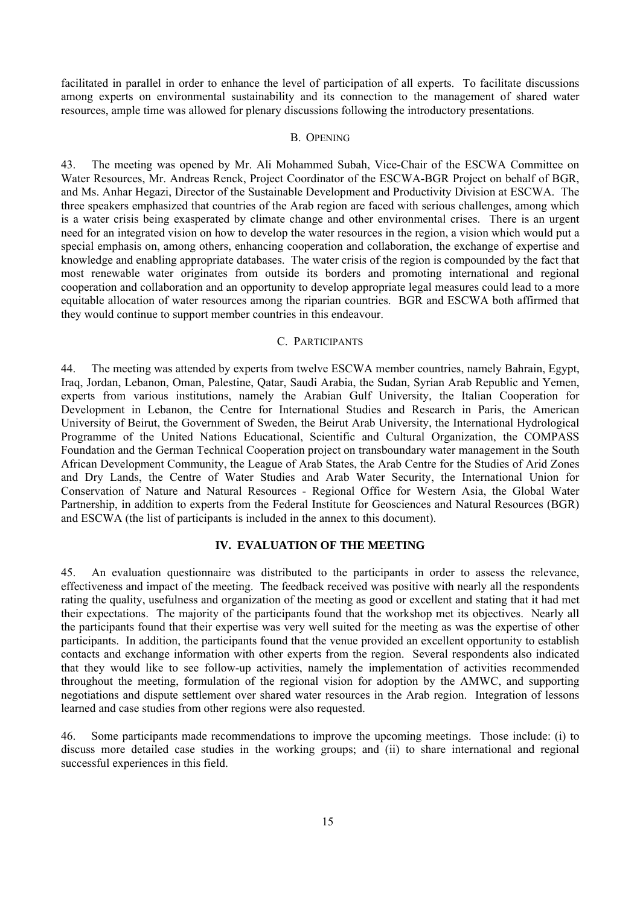facilitated in parallel in order to enhance the level of participation of all experts. To facilitate discussions among experts on environmental sustainability and its connection to the management of shared water resources, ample time was allowed for plenary discussions following the introductory presentations.

### B. OPENING

43. The meeting was opened by Mr. Ali Mohammed Subah, Vice-Chair of the ESCWA Committee on Water Resources, Mr. Andreas Renck, Project Coordinator of the ESCWA-BGR Project on behalf of BGR, and Ms. Anhar Hegazi, Director of the Sustainable Development and Productivity Division at ESCWA. The three speakers emphasized that countries of the Arab region are faced with serious challenges, among which is a water crisis being exasperated by climate change and other environmental crises. There is an urgent need for an integrated vision on how to develop the water resources in the region, a vision which would put a special emphasis on, among others, enhancing cooperation and collaboration, the exchange of expertise and knowledge and enabling appropriate databases. The water crisis of the region is compounded by the fact that most renewable water originates from outside its borders and promoting international and regional cooperation and collaboration and an opportunity to develop appropriate legal measures could lead to a more equitable allocation of water resources among the riparian countries. BGR and ESCWA both affirmed that they would continue to support member countries in this endeavour.

### C. PARTICIPANTS

44. The meeting was attended by experts from twelve ESCWA member countries, namely Bahrain, Egypt, Iraq, Jordan, Lebanon, Oman, Palestine, Qatar, Saudi Arabia, the Sudan, Syrian Arab Republic and Yemen, experts from various institutions, namely the Arabian Gulf University, the Italian Cooperation for Development in Lebanon, the Centre for International Studies and Research in Paris, the American University of Beirut, the Government of Sweden, the Beirut Arab University, the International Hydrological Programme of the United Nations Educational, Scientific and Cultural Organization, the COMPASS Foundation and the German Technical Cooperation project on transboundary water management in the South African Development Community, the League of Arab States, the Arab Centre for the Studies of Arid Zones and Dry Lands, the Centre of Water Studies and Arab Water Security, the International Union for Conservation of Nature and Natural Resources - Regional Office for Western Asia, the Global Water Partnership, in addition to experts from the Federal Institute for Geosciences and Natural Resources (BGR) and ESCWA (the list of participants is included in the annex to this document).

## IV. EVALUATION OF THE MEETING

45. An evaluation questionnaire was distributed to the participants in order to assess the relevance, effectiveness and impact of the meeting. The feedback received was positive with nearly all the respondents rating the quality, usefulness and organization of the meeting as good or excellent and stating that it had met their expectations. The majority of the participants found that the workshop met its objectives. Nearly all the participants found that their expertise was very well suited for the meeting as was the expertise of other participants. In addition, the participants found that the venue provided an excellent opportunity to establish contacts and exchange information with other experts from the region. Several respondents also indicated that they would like to see follow-up activities, namely the implementation of activities recommended throughout the meeting, formulation of the regional vision for adoption by the AMWC, and supporting negotiations and dispute settlement over shared water resources in the Arab region. Integration of lessons learned and case studies from other regions were also requested.

46. Some participants made recommendations to improve the upcoming meetings. Those include: (i) to discuss more detailed case studies in the working groups; and (ii) to share international and regional successful experiences in this field.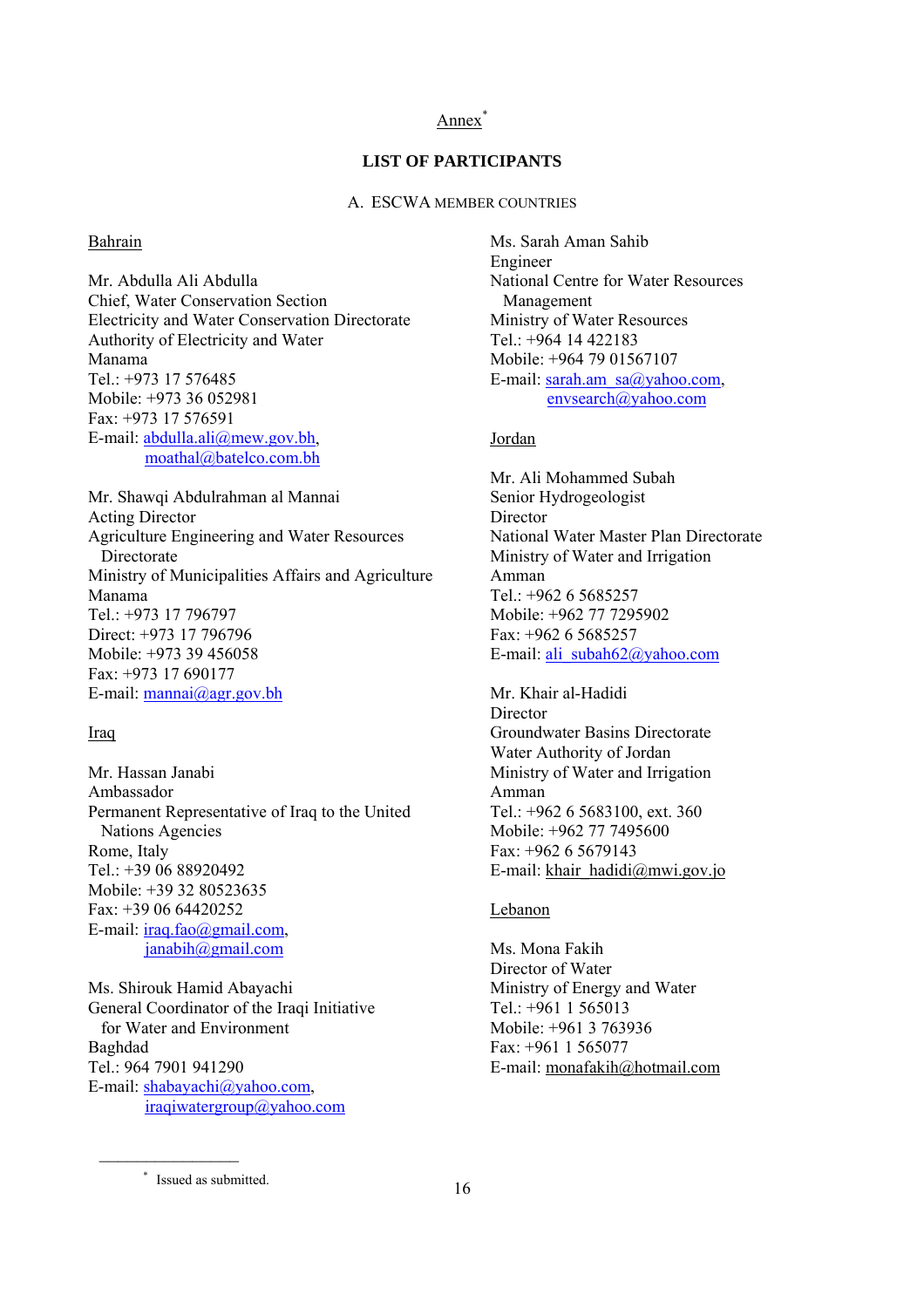Annex[*]

**LIST OF PARTICIPANTS**

A. ESCWA MEMBER COUNTRIES

Bahrain

Mr. Abdulla Ali Abdulla
Chief, Water Conservation Section
Electricity and Water Conservation Directorate
Authority of Electricity and Water
Manama
Tel.: +973 17 576485
Mobile: +973 36 052981
Fax: +973 17 576591
E-mail: abdulla.ali@mew.gov.bh,
moathal@batelco.com.bh

Mr. Shawqi Abdulrahman al Mannai
Acting Director
Agriculture Engineering and Water Resources Directorate
Ministry of Municipalities Affairs and Agriculture
Manama
Tel.: +973 17 796797
Direct: +973 17 796796
Mobile: +973 39 456058
Fax: +973 17 690177
E-mail: mannai@agr.gov.bh

Iraq

Mr. Hassan Janabi
Ambassador
Permanent Representative of Iraq to the United Nations Agencies
Rome, Italy
Tel.: +39 06 88920492
Mobile: +39 32 80523635
Fax: +39 06 64420252
E-mail: iraq.fao@gmail.com,
janabih@gmail.com

Ms. Shirouk Hamid Abayachi
General Coordinator of the Iraqi Initiative for Water and Environment
Baghdad
Tel.: 964 7901 941290
E-mail: shabayachi@yahoo.com,
iraqiwatergroup@yahoo.com

Ms. Sarah Aman Sahib
Engineer
National Centre for Water Resources Management
Ministry of Water Resources
Tel.: +964 14 422183
Mobile: +964 79 01567107
E-mail: sarah.am_sa@yahoo.com,
envsearch@yahoo.com

Jordan

Mr. Ali Mohammed Subah
Senior Hydrogeologist
Director
National Water Master Plan Directorate
Ministry of Water and Irrigation
Amman
Tel.: +962 6 5685257
Mobile: +962 77 7295902
Fax: +962 6 5685257
E-mail: ali_subah62@yahoo.com

Mr. Khair al-Hadidi
Director
Groundwater Basins Directorate
Water Authority of Jordan
Ministry of Water and Irrigation
Amman
Tel.: +962 6 5683100, ext. 360
Mobile: +962 77 7495600
Fax: +962 6 5679143
E-mail: khair_hadidi@mwi.gov.jo

Lebanon

Ms. Mona Fakih
Director of Water
Ministry of Energy and Water
Tel.: +961 1 565013
Mobile: +961 3 763936
Fax: +961 1 565077
E-mail: monafakih@hotmail.com

[*] Issued as submitted.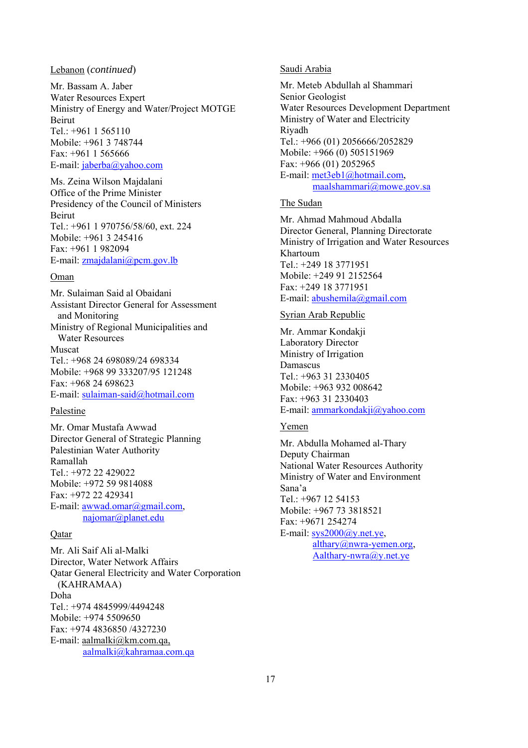Lebanon (*continued*)

Mr. Bassam A. Jaber
Water Resources Expert
Ministry of Energy and Water/Project MOTGE
Beirut
Tel.: +961 1 565110
Mobile: +961 3 748744
Fax: +961 1 565666
E-mail: jaberba@yahoo.com

Ms. Zeina Wilson Majdalani
Office of the Prime Minister
Presidency of the Council of Ministers
Beirut
Tel.: +961 1 970756/58/60, ext. 224
Mobile: +961 3 245416
Fax: +961 1 982094
E-mail: zmajdalani@pcm.gov.lb

Oman

Mr. Sulaiman Said al Obaidani
Assistant Director General for Assessment and Monitoring
Ministry of Regional Municipalities and Water Resources
Muscat
Tel.: +968 24 698089/24 698334
Mobile: +968 99 333207/95 121248
Fax: +968 24 698623
E-mail: sulaiman-said@hotmail.com

Palestine

Mr. Omar Mustafa Awwad
Director General of Strategic Planning
Palestinian Water Authority
Ramallah
Tel.: +972 22 429022
Mobile: +972 59 9814088
Fax: +972 22 429341
E-mail: awwad.omar@gmail.com,
najomar@planet.edu

Qatar

Mr. Ali Saif Ali al-Malki
Director, Water Network Affairs
Qatar General Electricity and Water Corporation (KAHRAMAA)
Doha
Tel.: +974 4845999/4494248
Mobile: +974 5509650
Fax: +974 4836850 /4327230
E-mail: aalmalki@km.com.qa,
aalmalki@kahramaa.com.qa

Saudi Arabia

Mr. Meteb Abdullah al Shammari
Senior Geologist
Water Resources Development Department
Ministry of Water and Electricity
Riyadh
Tel.: +966 (01) 2056666/2052829
Mobile: +966 (0) 505151969
Fax: +966 (01) 2052965
E-mail: met3eb1@hotmail.com,
maalshammari@mowe.gov.sa

The Sudan

Mr. Ahmad Mahmoud Abdalla
Director General, Planning Directorate
Ministry of Irrigation and Water Resources
Khartoum
Tel.: +249 18 3771951
Mobile: +249 91 2152564
Fax: +249 18 3771951
E-mail: abushemila@gmail.com

Syrian Arab Republic

Mr. Ammar Kondakji
Laboratory Director
Ministry of Irrigation
Damascus
Tel.: +963 31 2330405
Mobile: +963 932 008642
Fax: +963 31 2330403
E-mail: ammarkondakji@yahoo.com

Yemen

Mr. Abdulla Mohamed al-Thary
Deputy Chairman
National Water Resources Authority
Ministry of Water and Environment
Sana'a
Tel.: +967 12 54153
Mobile: +967 73 3818521
Fax: +9671 254274
E-mail: sys2000@y.net.ye,
althary@nwra-yemen.org,
Aalthary-nwra@y.net.ye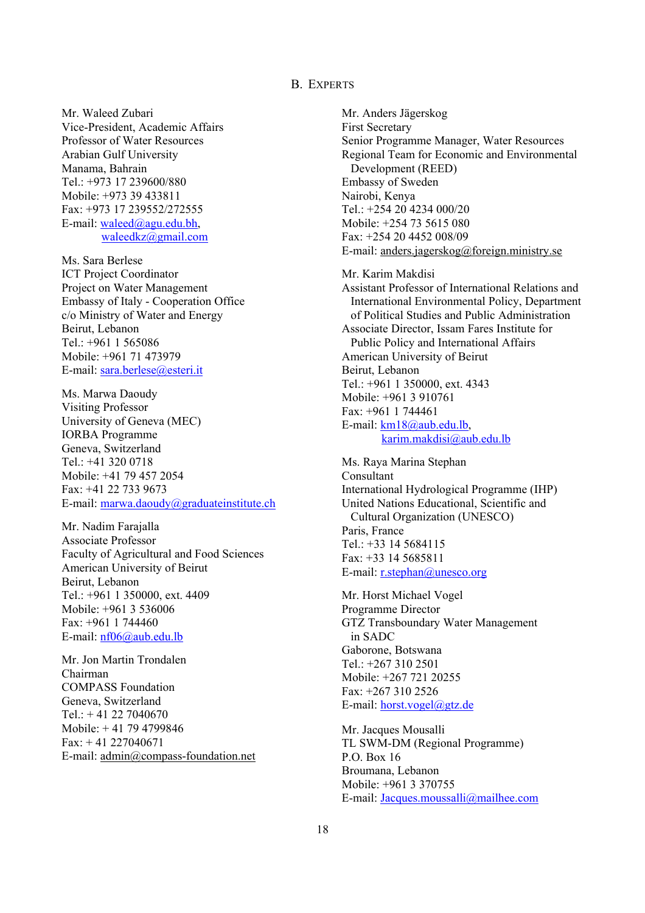## B. Experts

Mr. Waleed Zubari
Vice-President, Academic Affairs
Professor of Water Resources
Arabian Gulf University
Manama, Bahrain
Tel.: +973 17 239600/880
Mobile: +973 39 433811
Fax: +973 17 239552/272555
E-mail: waleed@agu.edu.bh,
waleedkz@gmail.com

Ms. Sara Berlese
ICT Project Coordinator
Project on Water Management
Embassy of Italy - Cooperation Office
c/o Ministry of Water and Energy
Beirut, Lebanon
Tel.: +961 1 565086
Mobile: +961 71 473979
E-mail: sara.berlese@esteri.it

Ms. Marwa Daoudy
Visiting Professor
University of Geneva (MEC)
IORBA Programme
Geneva, Switzerland
Tel.: +41 320 0718
Mobile: +41 79 457 2054
Fax: +41 22 733 9673
E-mail: marwa.daoudy@graduateinstitute.ch

Mr. Nadim Farajalla
Associate Professor
Faculty of Agricultural and Food Sciences
American University of Beirut
Beirut, Lebanon
Tel.: +961 1 350000, ext. 4409
Mobile: +961 3 536006
Fax: +961 1 744460
E-mail: nf06@aub.edu.lb

Mr. Jon Martin Trondalen
Chairman
COMPASS Foundation
Geneva, Switzerland
Tel.: + 41 22 7040670
Mobile: + 41 79 4799846
Fax: + 41 227040671
E-mail: admin@compass-foundation.net

Mr. Anders Jägerskog
First Secretary
Senior Programme Manager, Water Resources
Regional Team for Economic and Environmental Development (REED)
Embassy of Sweden
Nairobi, Kenya
Tel.: +254 20 4234 000/20
Mobile: +254 73 5615 080
Fax: +254 20 4452 008/09
E-mail: anders.jagerskog@foreign.ministry.se

Mr. Karim Makdisi
Assistant Professor of International Relations and International Environmental Policy, Department of Political Studies and Public Administration
Associate Director, Issam Fares Institute for Public Policy and International Affairs
American University of Beirut
Beirut, Lebanon
Tel.: +961 1 350000, ext. 4343
Mobile: +961 3 910761
Fax: +961 1 744461
E-mail: km18@aub.edu.lb,
karim.makdisi@aub.edu.lb

Ms. Raya Marina Stephan
Consultant
International Hydrological Programme (IHP)
United Nations Educational, Scientific and Cultural Organization (UNESCO)
Paris, France
Tel.: +33 14 5684115
Fax: +33 14 5685811
E-mail: r.stephan@unesco.org

Mr. Horst Michael Vogel
Programme Director
GTZ Transboundary Water Management in SADC
Gaborone, Botswana
Tel.: +267 310 2501
Mobile: +267 721 20255
Fax: +267 310 2526
E-mail: horst.vogel@gtz.de

Mr. Jacques Mousalli
TL SWM-DM (Regional Programme)
P.O. Box 16
Broumana, Lebanon
Mobile: +961 3 370755
E-mail: Jacques.moussalli@mailhee.com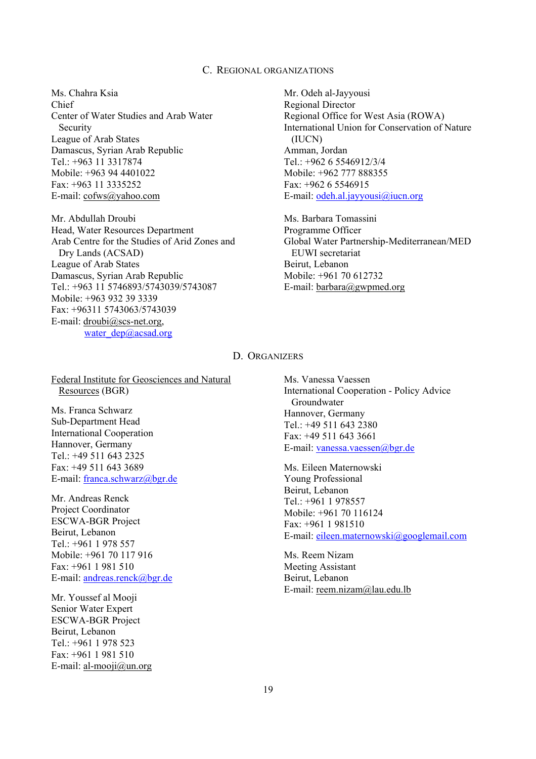## C. Regional organizations

Ms. Chahra Ksia
Chief
Center of Water Studies and Arab Water Security
League of Arab States
Damascus, Syrian Arab Republic
Tel.: +963 11 3317874
Mobile: +963 94 4401022
Fax: +963 11 3335252
E-mail: cofws@yahoo.com

Mr. Abdullah Droubi
Head, Water Resources Department
Arab Centre for the Studies of Arid Zones and Dry Lands (ACSAD)
League of Arab States
Damascus, Syrian Arab Republic
Tel.: +963 11 5746893/5743039/5743087
Mobile: +963 932 39 3339
Fax: +96311 5743063/5743039
E-mail: droubi@scs-net.org, water_dep@acsad.org

Mr. Odeh al-Jayyousi
Regional Director
Regional Office for West Asia (ROWA)
International Union for Conservation of Nature (IUCN)
Amman, Jordan
Tel.: +962 6 5546912/3/4
Mobile: +962 777 888355
Fax: +962 6 5546915
E-mail: odeh.al.jayyousi@iucn.org

Ms. Barbara Tomassini
Programme Officer
Global Water Partnership-Mediterranean/MED EUWI secretariat
Beirut, Lebanon
Mobile: +961 70 612732
E-mail: barbara@gwpmed.org

## D. Organizers

Federal Institute for Geosciences and Natural Resources (BGR)

Ms. Franca Schwarz
Sub-Department Head
International Cooperation
Hannover, Germany
Tel.: +49 511 643 2325
Fax: +49 511 643 3689
E-mail: franca.schwarz@bgr.de

Mr. Andreas Renck
Project Coordinator
ESCWA-BGR Project
Beirut, Lebanon
Tel.: +961 1 978 557
Mobile: +961 70 117 916
Fax: +961 1 981 510
E-mail: andreas.renck@bgr.de

Mr. Youssef al Mooji
Senior Water Expert
ESCWA-BGR Project
Beirut, Lebanon
Tel.: +961 1 978 523
Fax: +961 1 981 510
E-mail: al-mooji@un.org

Ms. Vanessa Vaessen
International Cooperation - Policy Advice Groundwater
Hannover, Germany
Tel.: +49 511 643 2380
Fax: +49 511 643 3661
E-mail: vanessa.vaessen@bgr.de

Ms. Eileen Maternowski
Young Professional
Beirut, Lebanon
Tel.: +961 1 978557
Mobile: +961 70 116124
Fax: +961 1 981510
E-mail: eileen.maternowski@googlemail.com

Ms. Reem Nizam
Meeting Assistant
Beirut, Lebanon
E-mail: reem.nizam@lau.edu.lb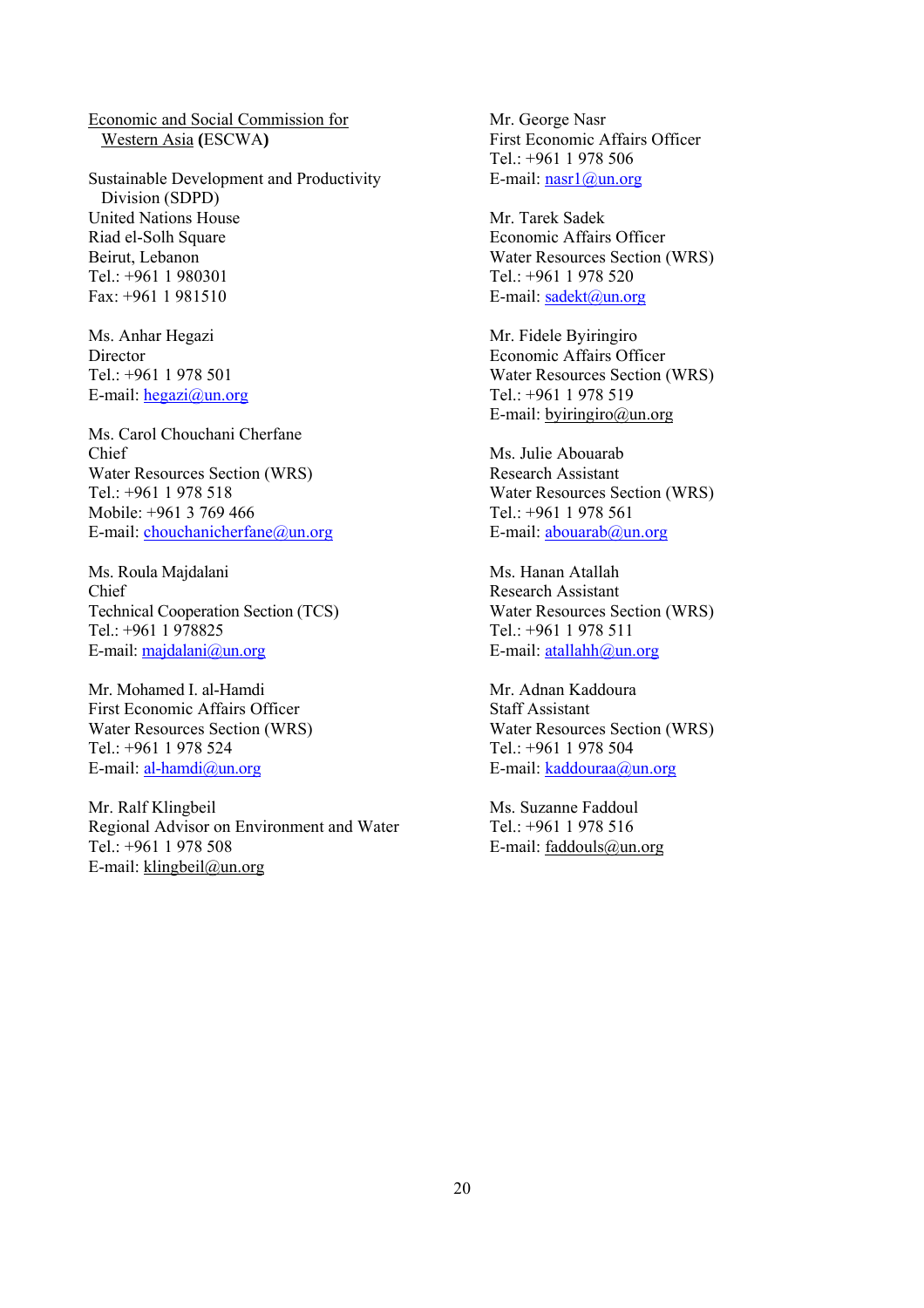Economic and Social Commission for Western Asia (ESCWA)

Sustainable Development and Productivity Division (SDPD)
United Nations House
Riad el-Solh Square
Beirut, Lebanon
Tel.: +961 1 980301
Fax: +961 1 981510

Ms. Anhar Hegazi
Director
Tel.: +961 1 978 501
E-mail: hegazi@un.org

Ms. Carol Chouchani Cherfane
Chief
Water Resources Section (WRS)
Tel.: +961 1 978 518
Mobile: +961 3 769 466
E-mail: chouchanicherfane@un.org

Ms. Roula Majdalani
Chief
Technical Cooperation Section (TCS)
Tel.: +961 1 978825
E-mail: majdalani@un.org

Mr. Mohamed I. al-Hamdi
First Economic Affairs Officer
Water Resources Section (WRS)
Tel.: +961 1 978 524
E-mail: al-hamdi@un.org

Mr. Ralf Klingbeil
Regional Advisor on Environment and Water
Tel.: +961 1 978 508
E-mail: klingbeil@un.org

Mr. George Nasr
First Economic Affairs Officer
Tel.: +961 1 978 506
E-mail: nasr1@un.org

Mr. Tarek Sadek
Economic Affairs Officer
Water Resources Section (WRS)
Tel.: +961 1 978 520
E-mail: sadekt@un.org

Mr. Fidele Byiringiro
Economic Affairs Officer
Water Resources Section (WRS)
Tel.: +961 1 978 519
E-mail: byiringiro@un.org

Ms. Julie Abouarab
Research Assistant
Water Resources Section (WRS)
Tel.: +961 1 978 561
E-mail: abouarab@un.org

Ms. Hanan Atallah
Research Assistant
Water Resources Section (WRS)
Tel.: +961 1 978 511
E-mail: atallahh@un.org

Mr. Adnan Kaddoura
Staff Assistant
Water Resources Section (WRS)
Tel.: +961 1 978 504
E-mail: kaddouraa@un.org

Ms. Suzanne Faddoul
Tel.: +961 1 978 516
E-mail: faddouls@un.org